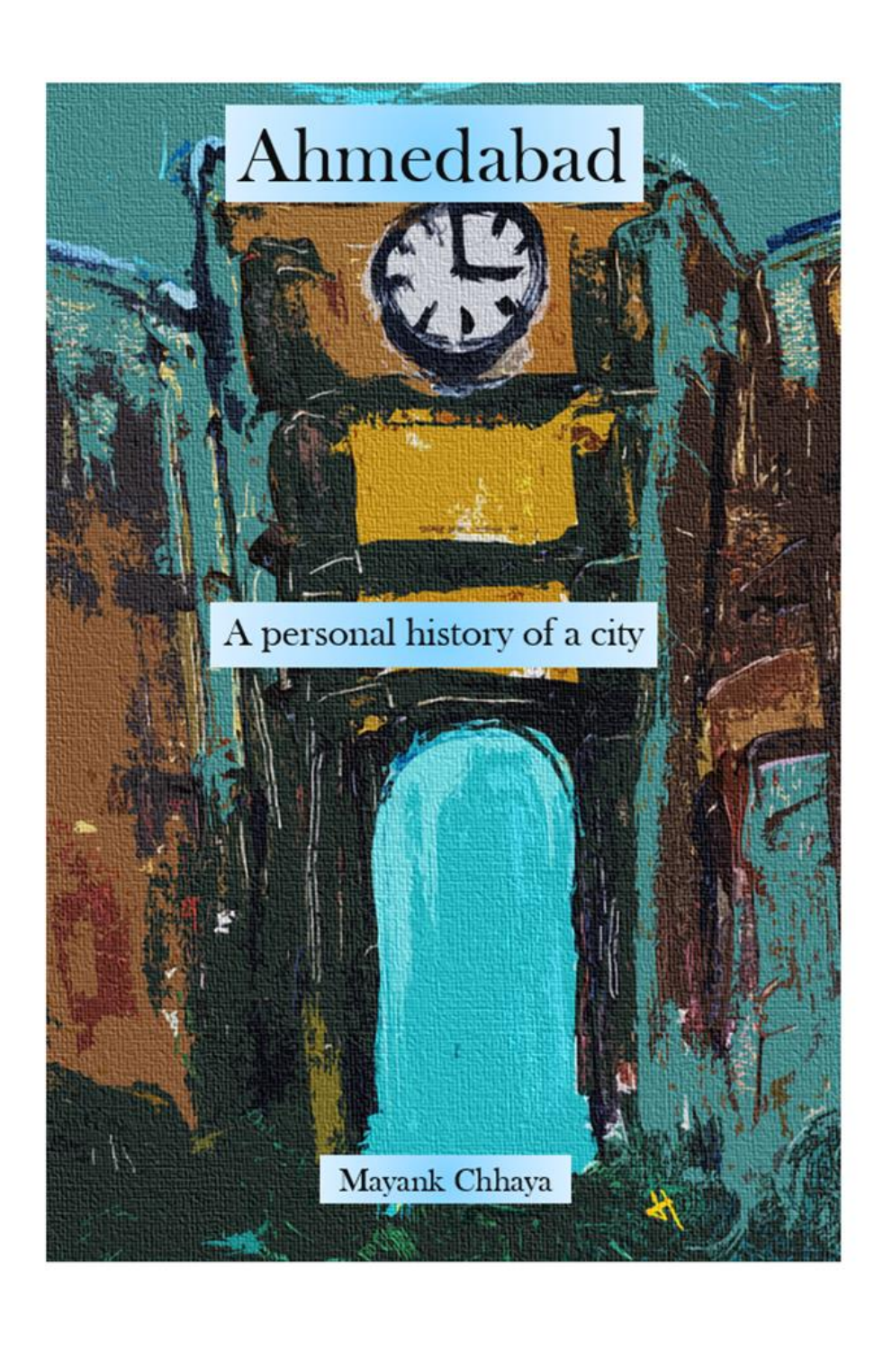# Ahmedabad

## A personal history of a city

Mayank Chhaya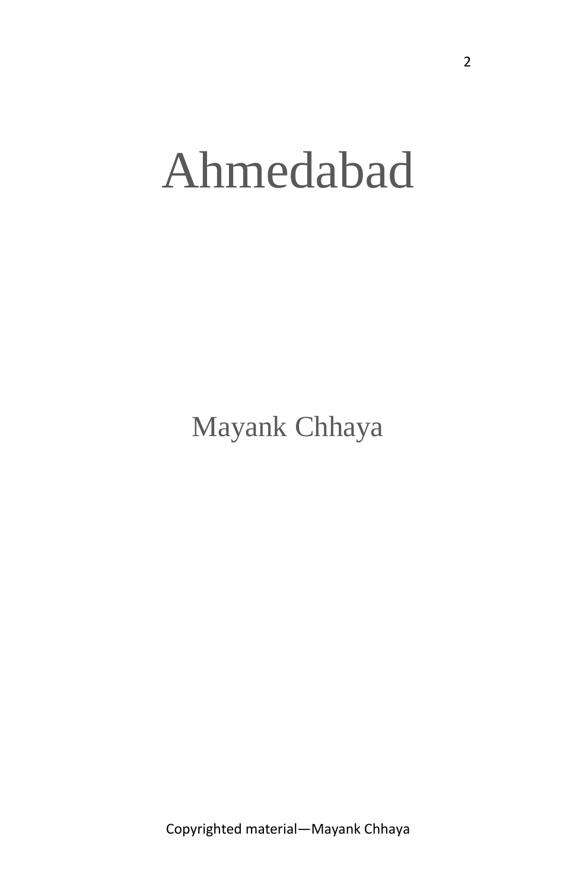# Ahmedabad

Mayank Chhaya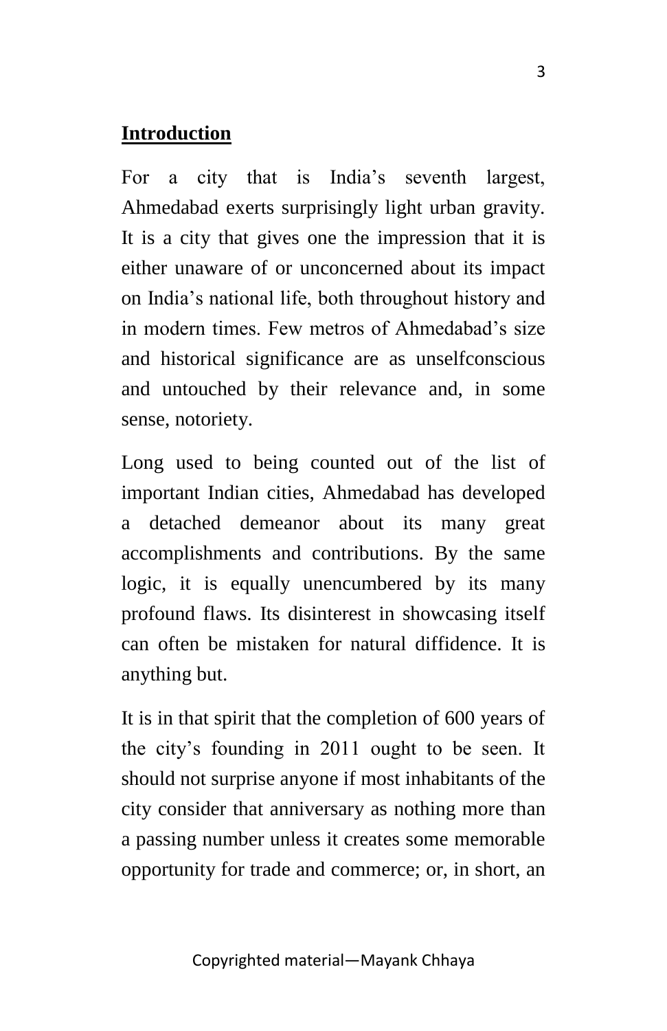## Introduction

For a city that is India's seventh largest, Ahmedabad exerts surprisingly light urban gravity. It is a city that gives one the impression that it is either unaware of or unconcerned about its impact on India's national life, both throughout history and in modern times. Few metros of Ahmedabad's size and historical significance are as unselfconscious and untouched by their relevance and, in some sense, notoriety.

Long used to being counted out of the list of important Indian cities, Ahmedabad has developed a detached demeanor about its many great accomplishments and contributions. By the same logic, it is equally unencumbered by its many profound flaws. Its disinterest in showcasing itself can often be mistaken for natural diffidence. It is anything but.

It is in that spirit that the completion of 600 years of the city's founding in 2011 ought to be seen. It should not surprise anyone if most inhabitants of the city consider that anniversary as nothing more than a passing number unless it creates some memorable opportunity for trade and commerce; or, in short, an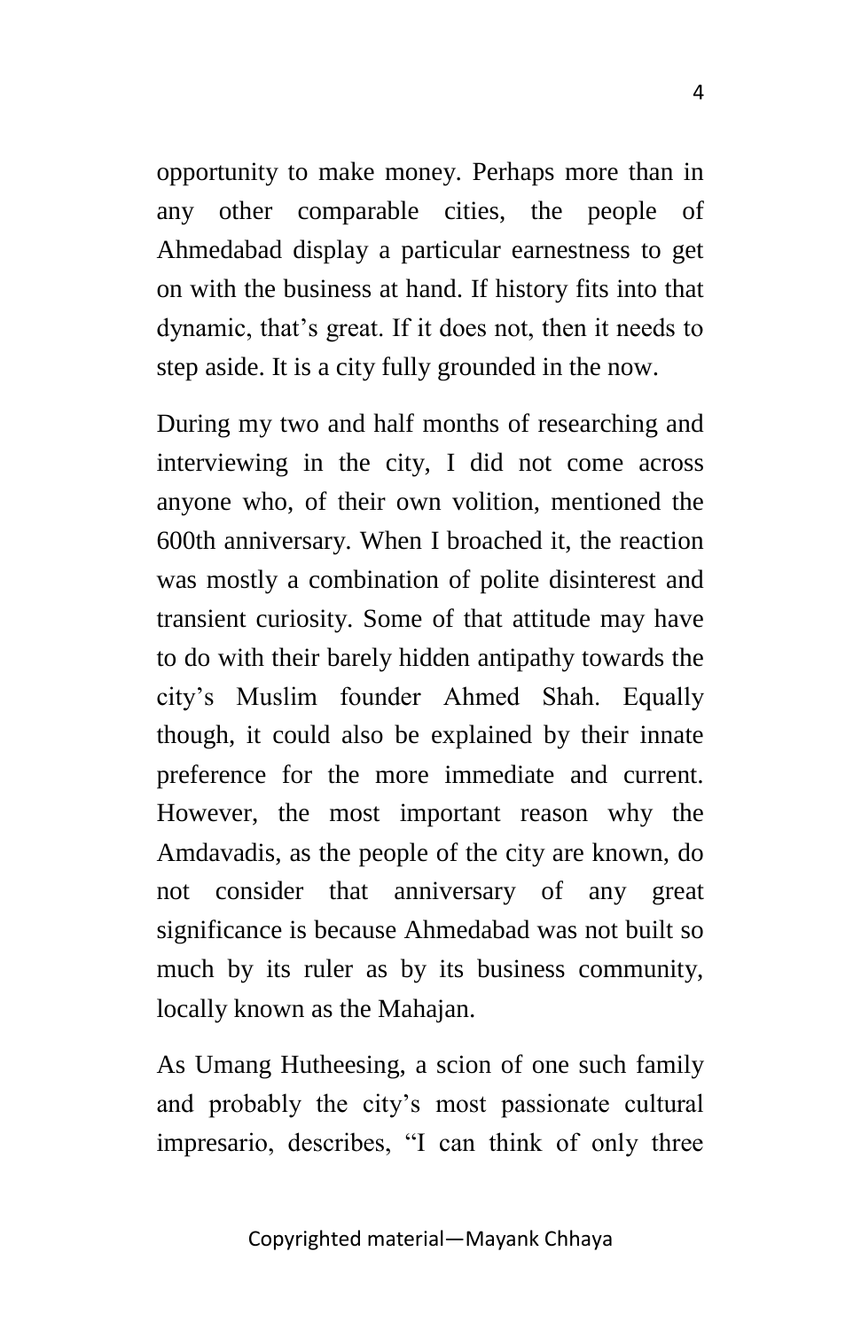opportunity to make money. Perhaps more than in any other comparable cities, the people of Ahmedabad display a particular earnestness to get on with the business at hand. If history fits into that dynamic, that's great. If it does not, then it needs to step aside. It is a city fully grounded in the now.

During my two and half months of researching and interviewing in the city, I did not come across anyone who, of their own volition, mentioned the 600th anniversary. When I broached it, the reaction was mostly a combination of polite disinterest and transient curiosity. Some of that attitude may have to do with their barely hidden antipathy towards the city's Muslim founder Ahmed Shah. Equally though, it could also be explained by their innate preference for the more immediate and current. However, the most important reason why the Amdavadis, as the people of the city are known, do not consider that anniversary of any great significance is because Ahmedabad was not built so much by its ruler as by its business community, locally known as the Mahajan.

As Umang Hutheesing, a scion of one such family and probably the city's most passionate cultural impresario, describes, "I can think of only three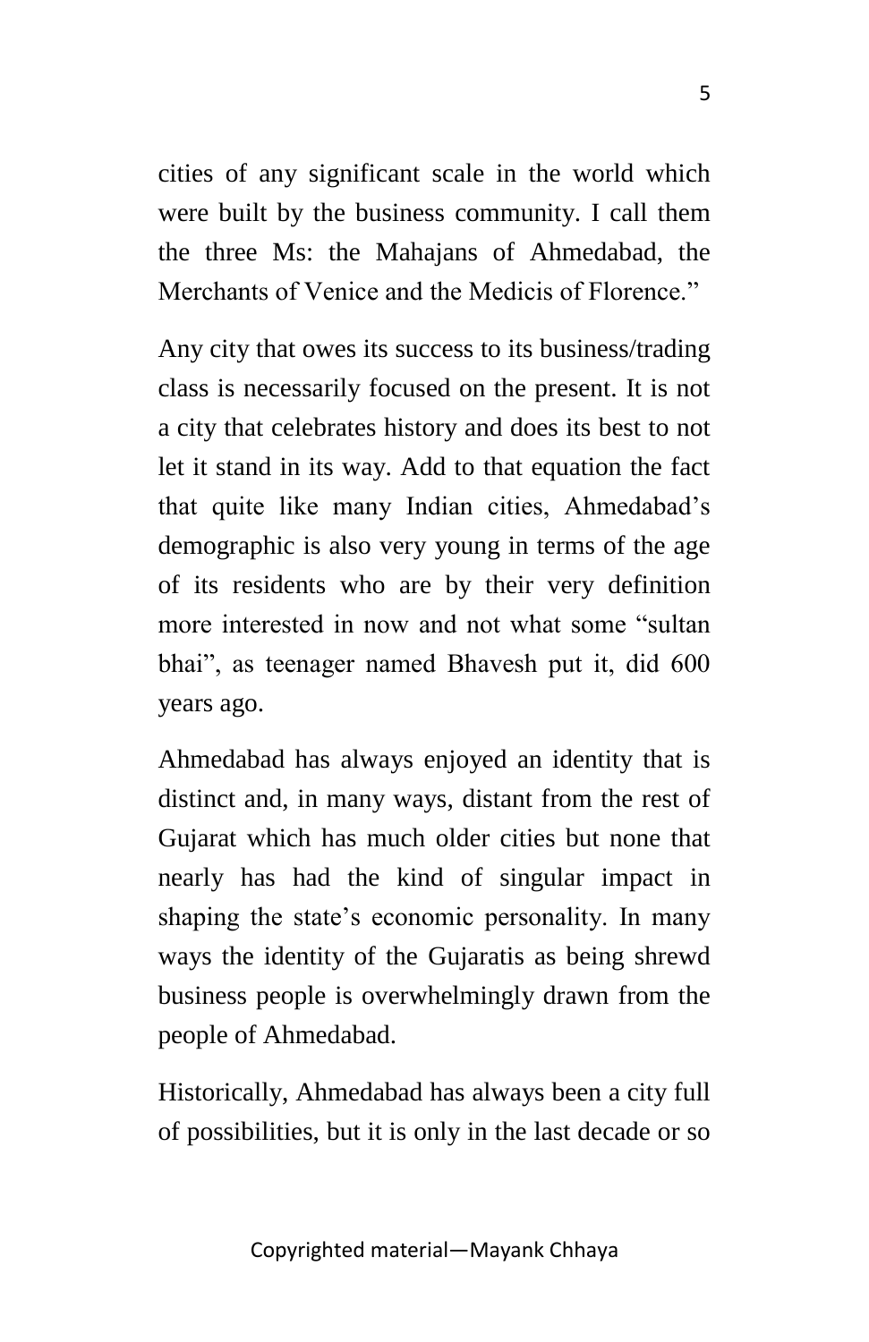cities of any significant scale in the world which were built by the business community. I call them the three Ms: the Mahajans of Ahmedabad, the Merchants of Venice and the Medicis of Florence."

Any city that owes its success to its business/trading class is necessarily focused on the present. It is not a city that celebrates history and does its best to not let it stand in its way. Add to that equation the fact that quite like many Indian cities, Ahmedabad's demographic is also very young in terms of the age of its residents who are by their very definition more interested in now and not what some "sultan bhai", as teenager named Bhavesh put it, did 600 years ago.

Ahmedabad has always enjoyed an identity that is distinct and, in many ways, distant from the rest of Gujarat which has much older cities but none that nearly has had the kind of singular impact in shaping the state's economic personality. In many ways the identity of the Gujaratis as being shrewd business people is overwhelmingly drawn from the people of Ahmedabad.

Historically, Ahmedabad has always been a city full of possibilities, but it is only in the last decade or so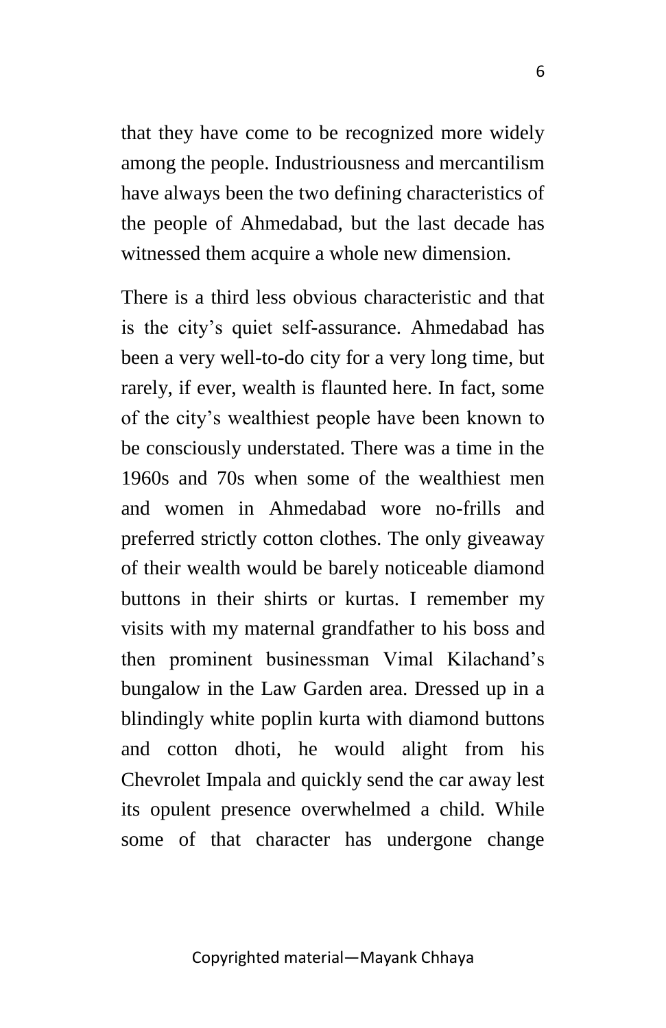that they have come to be recognized more widely among the people. Industriousness and mercantilism have always been the two defining characteristics of the people of Ahmedabad, but the last decade has witnessed them acquire a whole new dimension.

There is a third less obvious characteristic and that is the city's quiet self-assurance. Ahmedabad has been a very well-to-do city for a very long time, but rarely, if ever, wealth is flaunted here. In fact, some of the city's wealthiest people have been known to be consciously understated. There was a time in the 1960s and 70s when some of the wealthiest men and women in Ahmedabad wore no-frills and preferred strictly cotton clothes. The only giveaway of their wealth would be barely noticeable diamond buttons in their shirts or kurtas. I remember my visits with my maternal grandfather to his boss and then prominent businessman Vimal Kilachand's bungalow in the Law Garden area. Dressed up in a blindingly white poplin kurta with diamond buttons and cotton dhoti, he would alight from his Chevrolet Impala and quickly send the car away lest its opulent presence overwhelmed a child. While some of that character has undergone change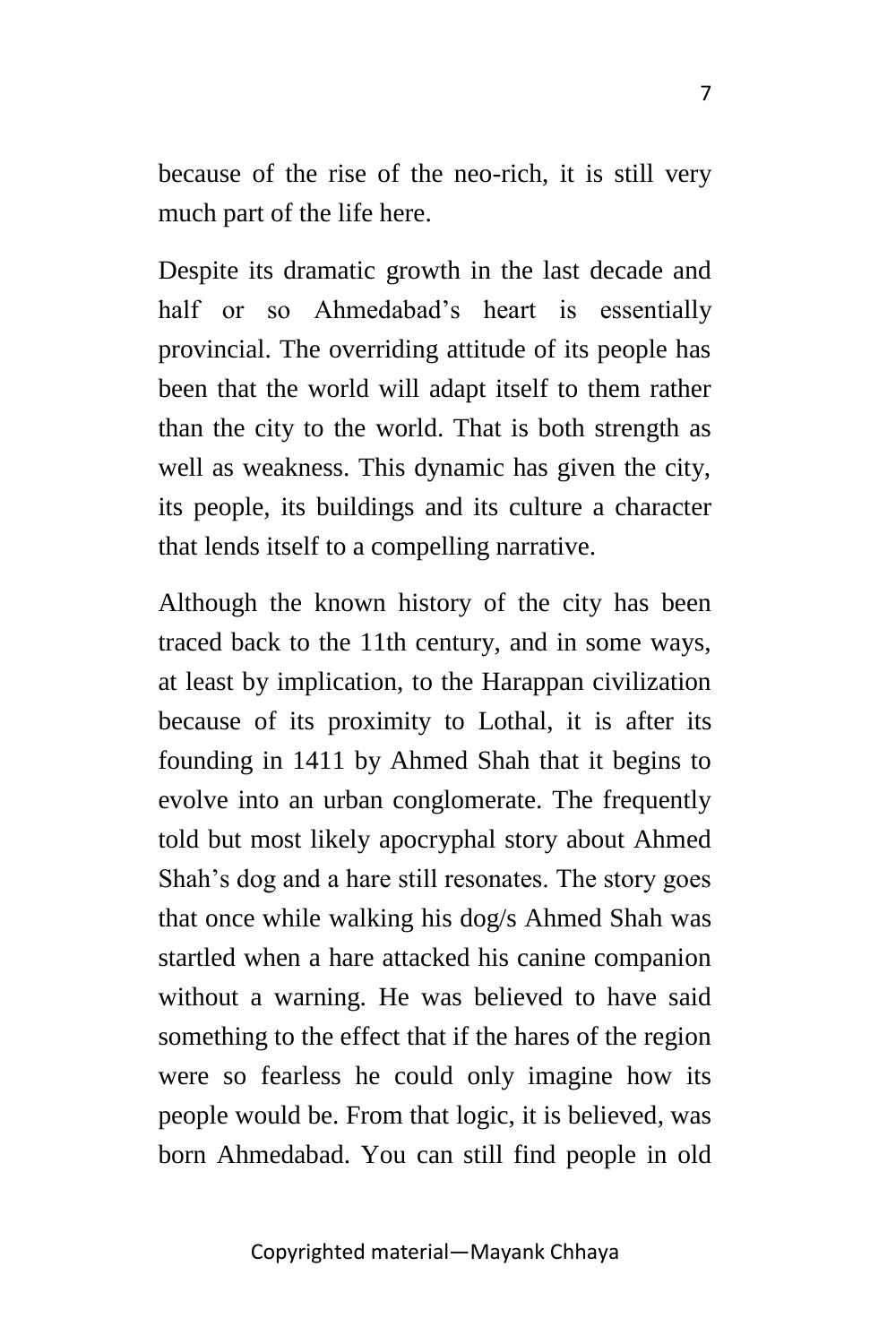because of the rise of the neo-rich, it is still very much part of the life here.

Despite its dramatic growth in the last decade and half or so Ahmedabad's heart is essentially provincial. The overriding attitude of its people has been that the world will adapt itself to them rather than the city to the world. That is both strength as well as weakness. This dynamic has given the city, its people, its buildings and its culture a character that lends itself to a compelling narrative.

Although the known history of the city has been traced back to the 11th century, and in some ways, at least by implication, to the Harappan civilization because of its proximity to Lothal, it is after its founding in 1411 by Ahmed Shah that it begins to evolve into an urban conglomerate. The frequently told but most likely apocryphal story about Ahmed Shah's dog and a hare still resonates. The story goes that once while walking his dog/s Ahmed Shah was startled when a hare attacked his canine companion without a warning. He was believed to have said something to the effect that if the hares of the region were so fearless he could only imagine how its people would be. From that logic, it is believed, was born Ahmedabad. You can still find people in old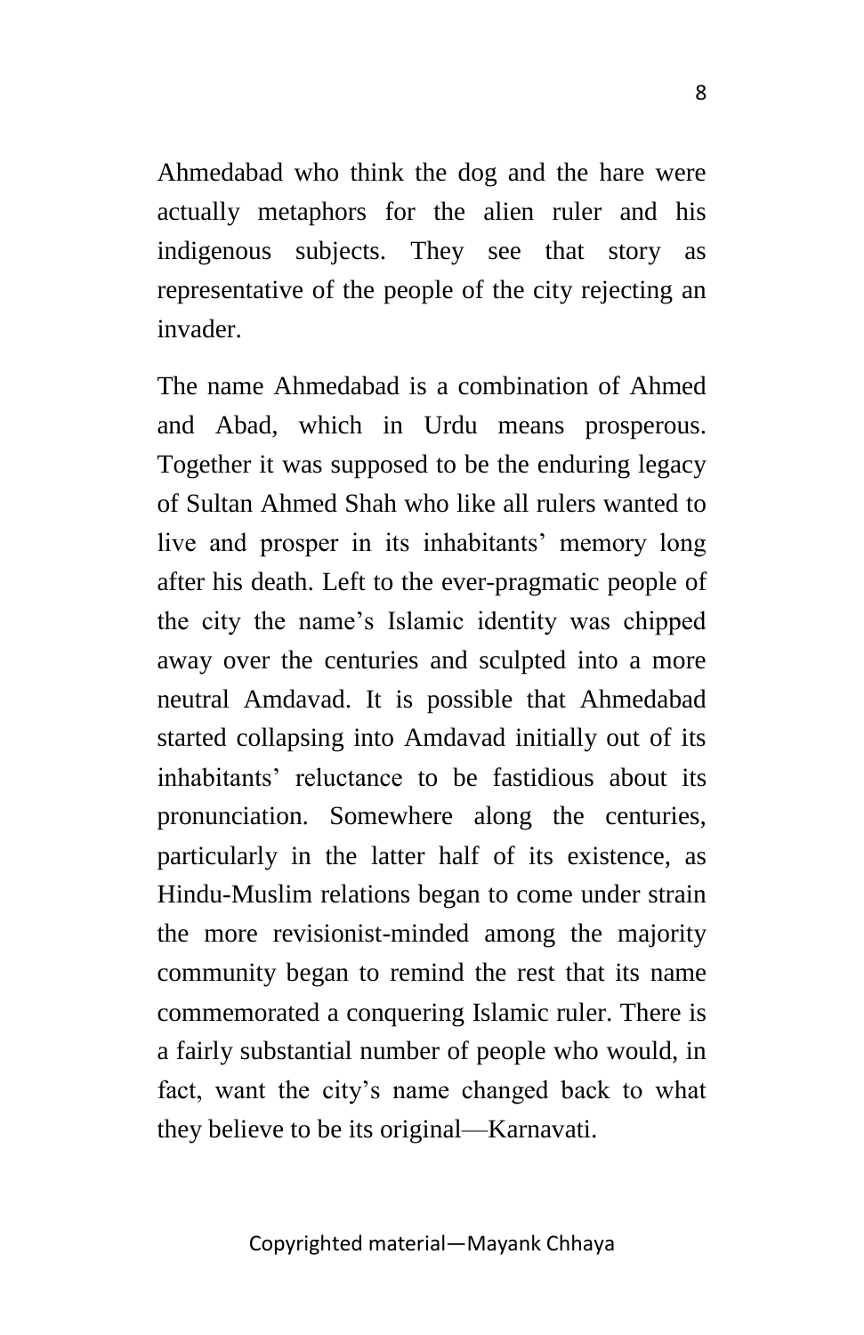Ahmedabad who think the dog and the hare were actually metaphors for the alien ruler and his indigenous subjects. They see that story as representative of the people of the city rejecting an invader.

The name Ahmedabad is a combination of Ahmed and Abad, which in Urdu means prosperous. Together it was supposed to be the enduring legacy of Sultan Ahmed Shah who like all rulers wanted to live and prosper in its inhabitants' memory long after his death. Left to the ever-pragmatic people of the city the name's Islamic identity was chipped away over the centuries and sculpted into a more neutral Amdavad. It is possible that Ahmedabad started collapsing into Amdavad initially out of its inhabitants' reluctance to be fastidious about its pronunciation. Somewhere along the centuries, particularly in the latter half of its existence, as Hindu-Muslim relations began to come under strain the more revisionist-minded among the majority community began to remind the rest that its name commemorated a conquering Islamic ruler. There is a fairly substantial number of people who would, in fact, want the city's name changed back to what they believe to be its original—Karnavati.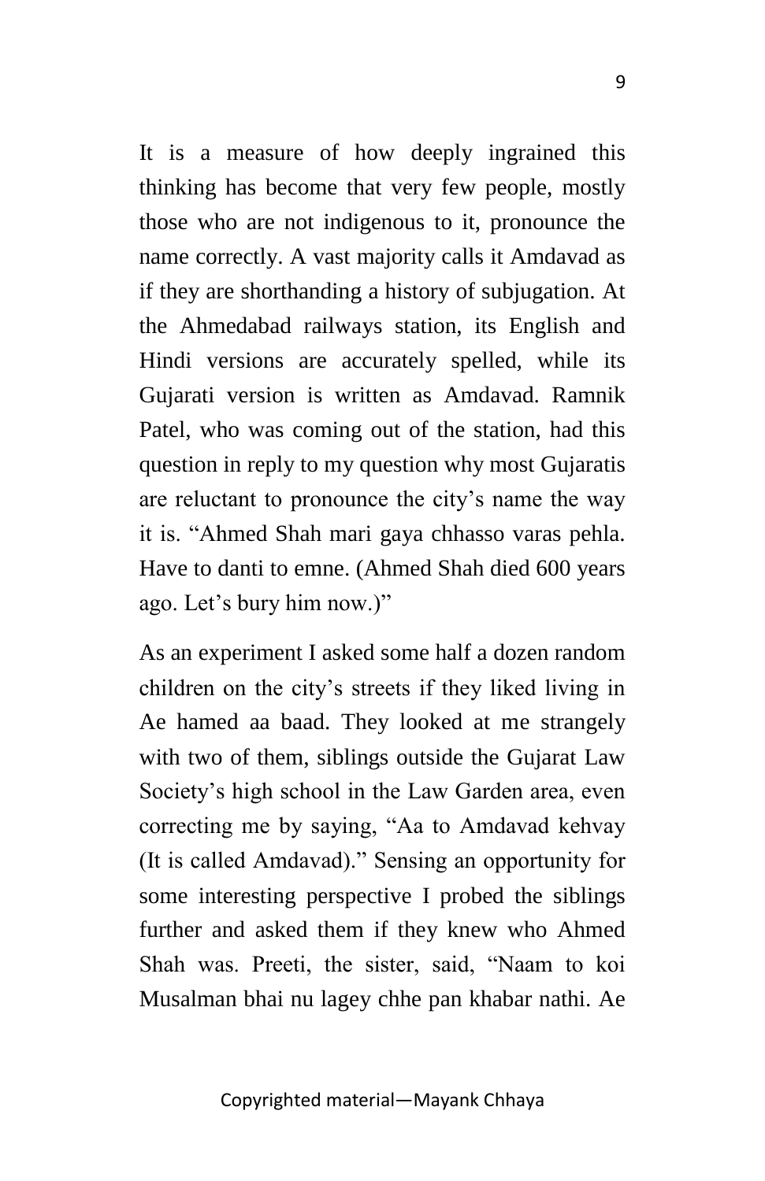It is a measure of how deeply ingrained this thinking has become that very few people, mostly those who are not indigenous to it, pronounce the name correctly. A vast majority calls it Amdavad as if they are shorthanding a history of subjugation. At the Ahmedabad railways station, its English and Hindi versions are accurately spelled, while its Gujarati version is written as Amdavad. Ramnik Patel, who was coming out of the station, had this question in reply to my question why most Gujaratis are reluctant to pronounce the city's name the way it is. "Ahmed Shah mari gaya chhasso varas pehla. Have to danti to emne. (Ahmed Shah died 600 years ago. Let's bury him now.)"

As an experiment I asked some half a dozen random children on the city's streets if they liked living in Ae hamed aa baad. They looked at me strangely with two of them, siblings outside the Gujarat Law Society's high school in the Law Garden area, even correcting me by saying, "Aa to Amdavad kehvay (It is called Amdavad)." Sensing an opportunity for some interesting perspective I probed the siblings further and asked them if they knew who Ahmed Shah was. Preeti, the sister, said, "Naam to koi Musalman bhai nu lagey chhe pan khabar nathi. Ae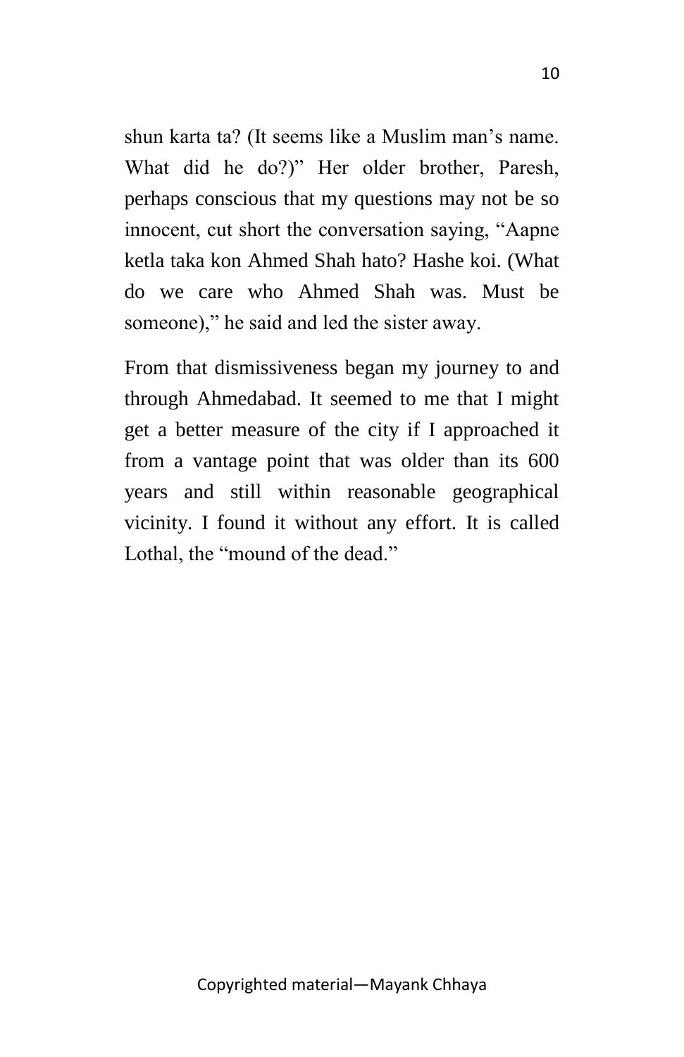shun karta ta? (It seems like a Muslim man's name. What did he do?)" Her older brother, Paresh, perhaps conscious that my questions may not be so innocent, cut short the conversation saying, "Aapne ketla taka kon Ahmed Shah hato? Hashe koi. (What do we care who Ahmed Shah was. Must be someone)," he said and led the sister away.

From that dismissiveness began my journey to and through Ahmedabad. It seemed to me that I might get a better measure of the city if I approached it from a vantage point that was older than its 600 years and still within reasonable geographical vicinity. I found it without any effort. It is called Lothal, the "mound of the dead."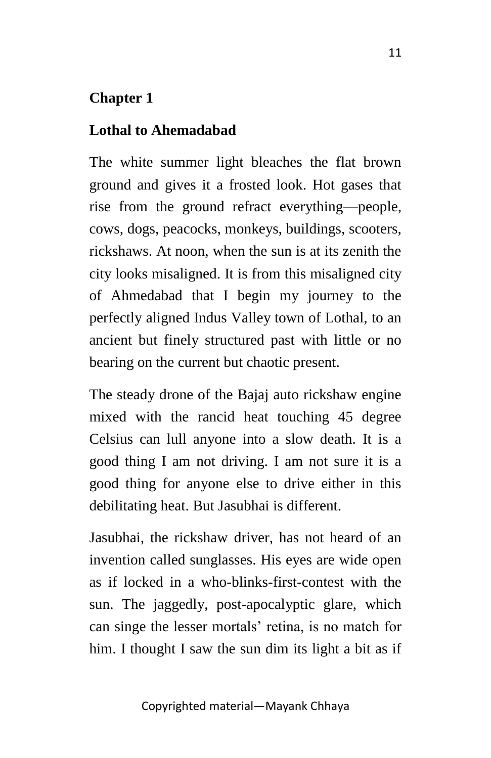# Chapter 1

## Lothal to Ahemadabad

The white summer light bleaches the flat brown ground and gives it a frosted look. Hot gases that rise from the ground refract everything—people, cows, dogs, peacocks, monkeys, buildings, scooters, rickshaws. At noon, when the sun is at its zenith the city looks misaligned. It is from this misaligned city of Ahmedabad that I begin my journey to the perfectly aligned Indus Valley town of Lothal, to an ancient but finely structured past with little or no bearing on the current but chaotic present.

The steady drone of the Bajaj auto rickshaw engine mixed with the rancid heat touching 45 degree Celsius can lull anyone into a slow death. It is a good thing I am not driving. I am not sure it is a good thing for anyone else to drive either in this debilitating heat. But Jasubhai is different.

Jasubhai, the rickshaw driver, has not heard of an invention called sunglasses. His eyes are wide open as if locked in a who-blinks-first-contest with the sun. The jaggedly, post-apocalyptic glare, which can singe the lesser mortals' retina, is no match for him. I thought I saw the sun dim its light a bit as if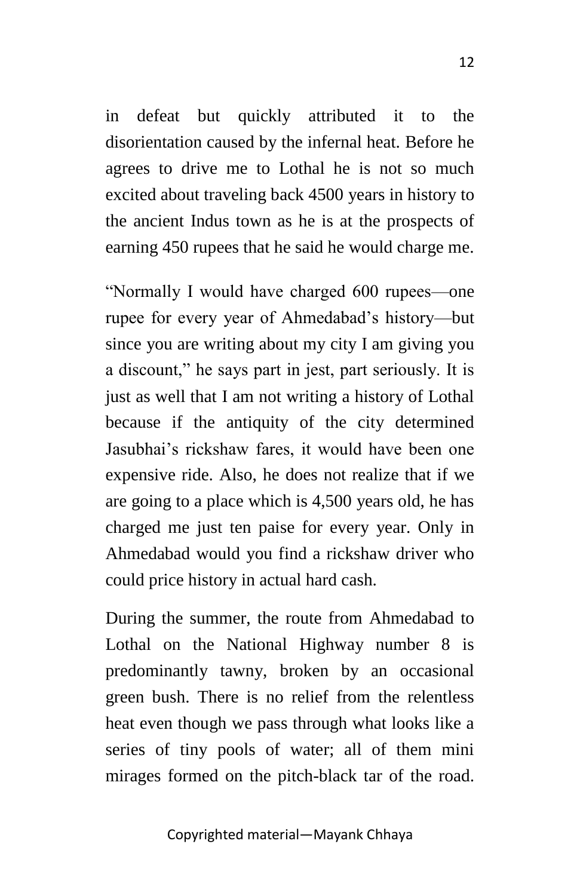in defeat but quickly attributed it to the disorientation caused by the infernal heat. Before he agrees to drive me to Lothal he is not so much excited about traveling back 4500 years in history to the ancient Indus town as he is at the prospects of earning 450 rupees that he said he would charge me.

"Normally I would have charged 600 rupees—one rupee for every year of Ahmedabad's history—but since you are writing about my city I am giving you a discount," he says part in jest, part seriously. It is just as well that I am not writing a history of Lothal because if the antiquity of the city determined Jasubhai's rickshaw fares, it would have been one expensive ride. Also, he does not realize that if we are going to a place which is 4,500 years old, he has charged me just ten paise for every year. Only in Ahmedabad would you find a rickshaw driver who could price history in actual hard cash.

During the summer, the route from Ahmedabad to Lothal on the National Highway number 8 is predominantly tawny, broken by an occasional green bush. There is no relief from the relentless heat even though we pass through what looks like a series of tiny pools of water; all of them mini mirages formed on the pitch-black tar of the road.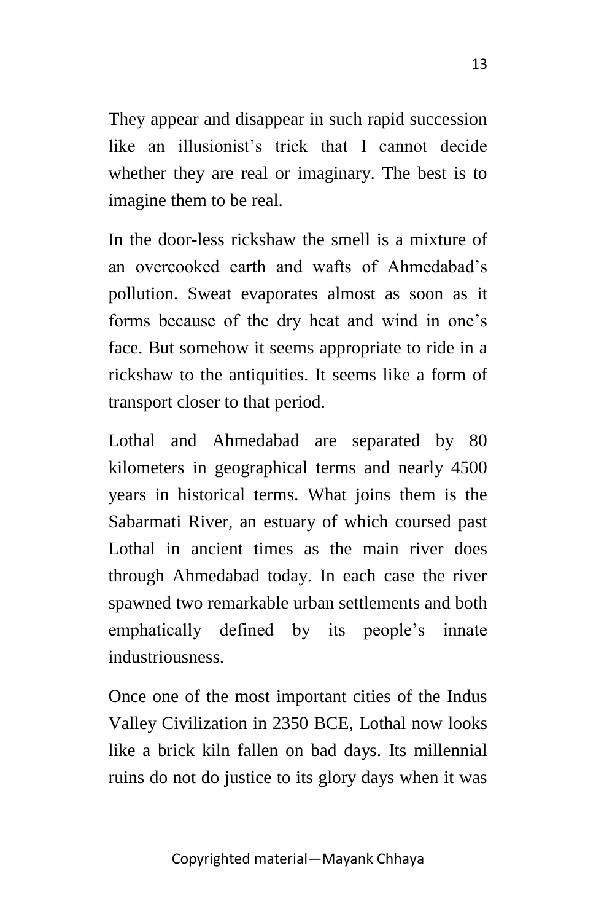They appear and disappear in such rapid succession like an illusionist's trick that I cannot decide whether they are real or imaginary. The best is to imagine them to be real.

In the door-less rickshaw the smell is a mixture of an overcooked earth and wafts of Ahmedabad's pollution. Sweat evaporates almost as soon as it forms because of the dry heat and wind in one's face. But somehow it seems appropriate to ride in a rickshaw to the antiquities. It seems like a form of transport closer to that period.

Lothal and Ahmedabad are separated by 80 kilometers in geographical terms and nearly 4500 years in historical terms. What joins them is the Sabarmati River, an estuary of which coursed past Lothal in ancient times as the main river does through Ahmedabad today. In each case the river spawned two remarkable urban settlements and both emphatically defined by its people's innate industriousness.

Once one of the most important cities of the Indus Valley Civilization in 2350 BCE, Lothal now looks like a brick kiln fallen on bad days. Its millennial ruins do not do justice to its glory days when it was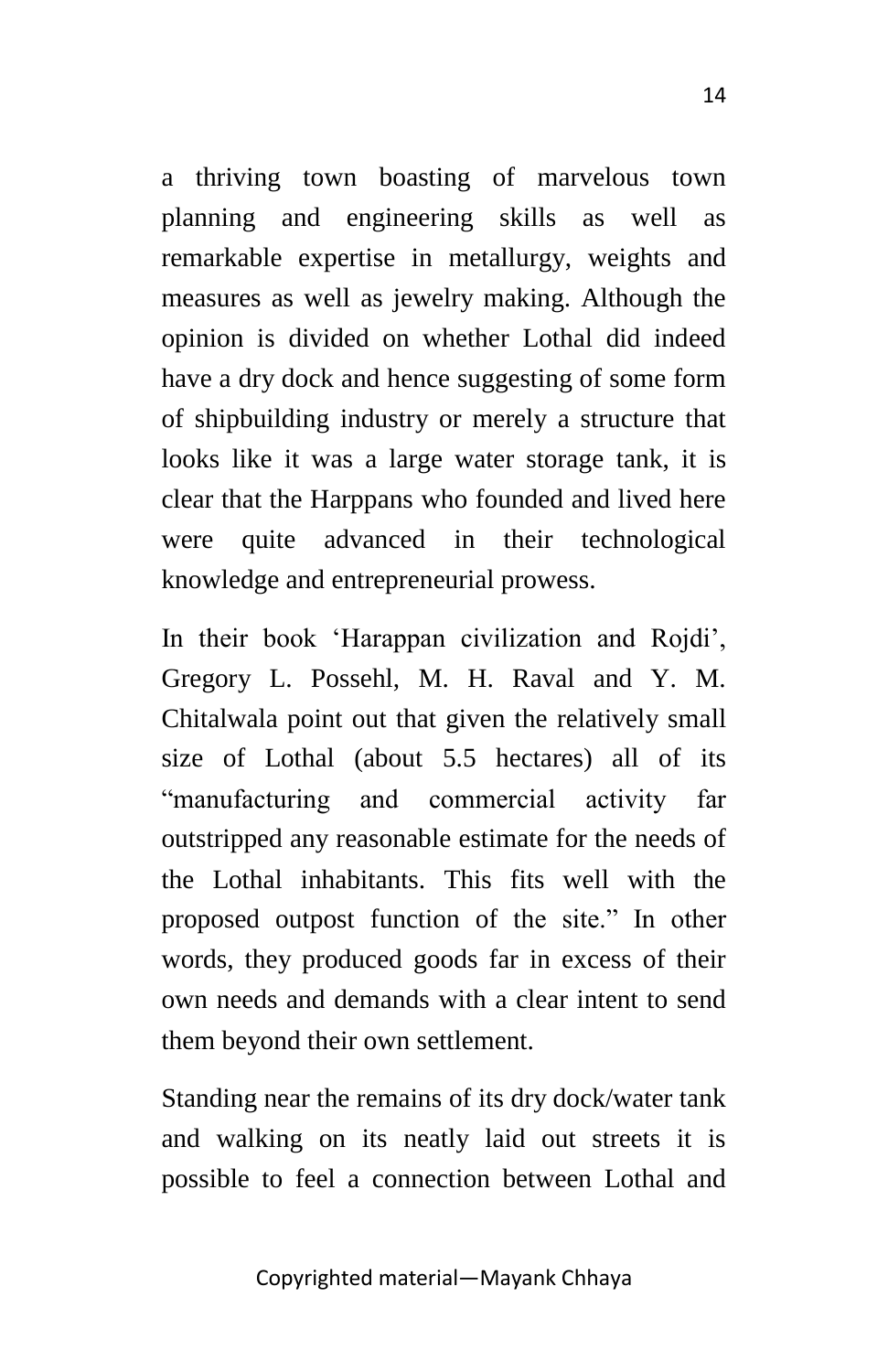a thriving town boasting of marvelous town planning and engineering skills as well as remarkable expertise in metallurgy, weights and measures as well as jewelry making. Although the opinion is divided on whether Lothal did indeed have a dry dock and hence suggesting of some form of shipbuilding industry or merely a structure that looks like it was a large water storage tank, it is clear that the Harppans who founded and lived here were quite advanced in their technological knowledge and entrepreneurial prowess.

In their book 'Harappan civilization and Rojdi', Gregory L. Possehl, M. H. Raval and Y. M. Chitalwala point out that given the relatively small size of Lothal (about 5.5 hectares) all of its "manufacturing and commercial activity far outstripped any reasonable estimate for the needs of the Lothal inhabitants. This fits well with the proposed outpost function of the site." In other words, they produced goods far in excess of their own needs and demands with a clear intent to send them beyond their own settlement.

Standing near the remains of its dry dock/water tank and walking on its neatly laid out streets it is possible to feel a connection between Lothal and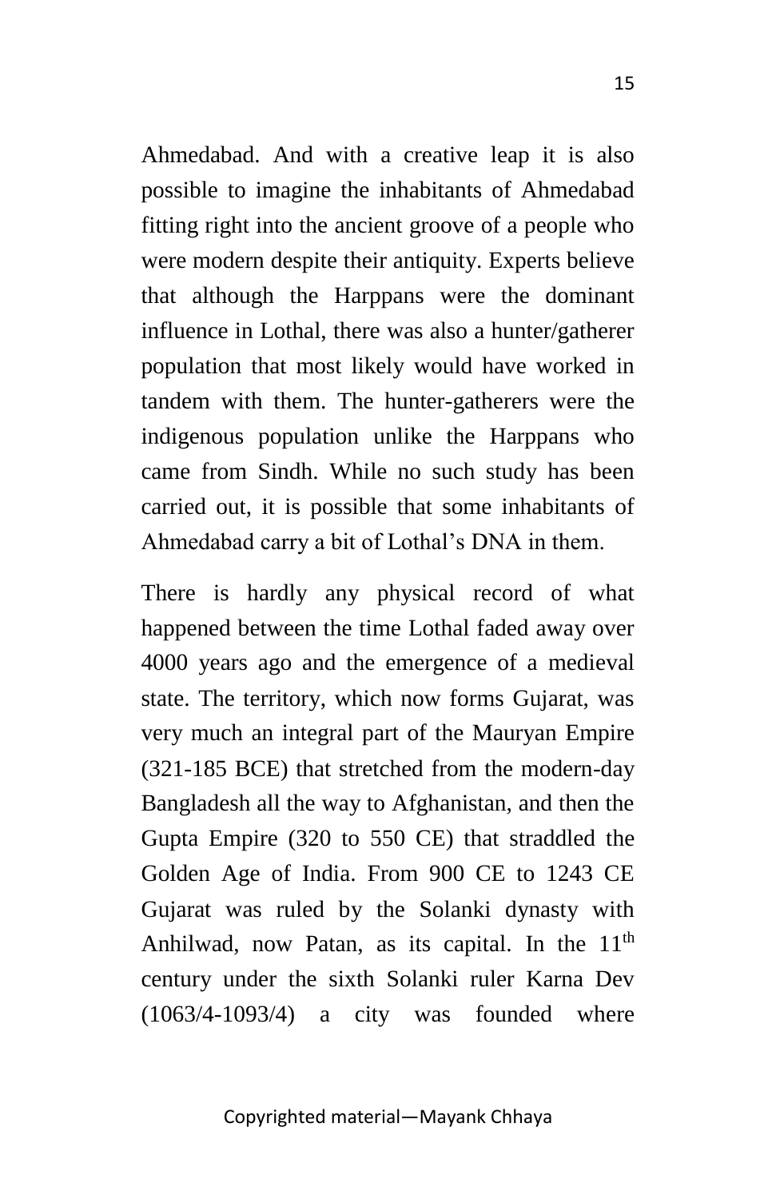Ahmedabad. And with a creative leap it is also possible to imagine the inhabitants of Ahmedabad fitting right into the ancient groove of a people who were modern despite their antiquity. Experts believe that although the Harppans were the dominant influence in Lothal, there was also a hunter/gatherer population that most likely would have worked in tandem with them. The hunter-gatherers were the indigenous population unlike the Harppans who came from Sindh. While no such study has been carried out, it is possible that some inhabitants of Ahmedabad carry a bit of Lothal's DNA in them.

There is hardly any physical record of what happened between the time Lothal faded away over 4000 years ago and the emergence of a medieval state. The territory, which now forms Gujarat, was very much an integral part of the Mauryan Empire (321-185 BCE) that stretched from the modern-day Bangladesh all the way to Afghanistan, and then the Gupta Empire (320 to 550 CE) that straddled the Golden Age of India. From 900 CE to 1243 CE Gujarat was ruled by the Solanki dynasty with Anhilwad, now Patan, as its capital. In the 11th century under the sixth Solanki ruler Karna Dev (1063/4-1093/4) a city was founded where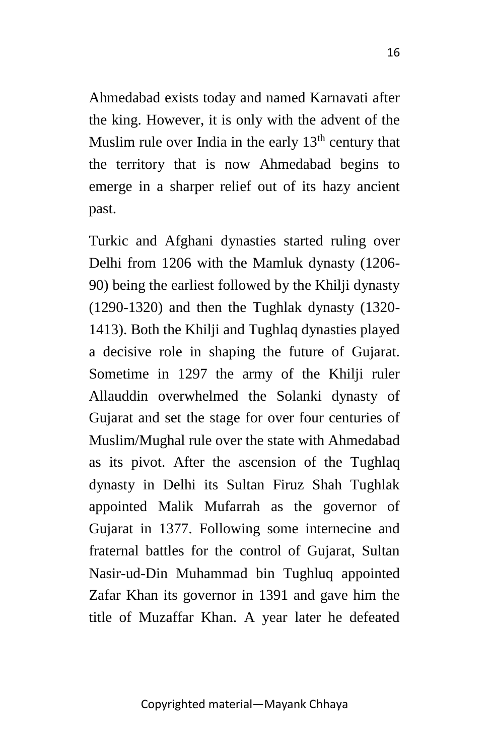Ahmedabad exists today and named Karnavati after the king. However, it is only with the advent of the Muslim rule over India in the early 13th century that the territory that is now Ahmedabad begins to emerge in a sharper relief out of its hazy ancient past.

Turkic and Afghani dynasties started ruling over Delhi from 1206 with the Mamluk dynasty (1206-90) being the earliest followed by the Khilji dynasty (1290-1320) and then the Tughlak dynasty (1320-1413). Both the Khilji and Tughlaq dynasties played a decisive role in shaping the future of Gujarat. Sometime in 1297 the army of the Khilji ruler Allauddin overwhelmed the Solanki dynasty of Gujarat and set the stage for over four centuries of Muslim/Mughal rule over the state with Ahmedabad as its pivot. After the ascension of the Tughlaq dynasty in Delhi its Sultan Firuz Shah Tughlak appointed Malik Mufarrah as the governor of Gujarat in 1377. Following some internecine and fraternal battles for the control of Gujarat, Sultan Nasir-ud-Din Muhammad bin Tughluq appointed Zafar Khan its governor in 1391 and gave him the title of Muzaffar Khan. A year later he defeated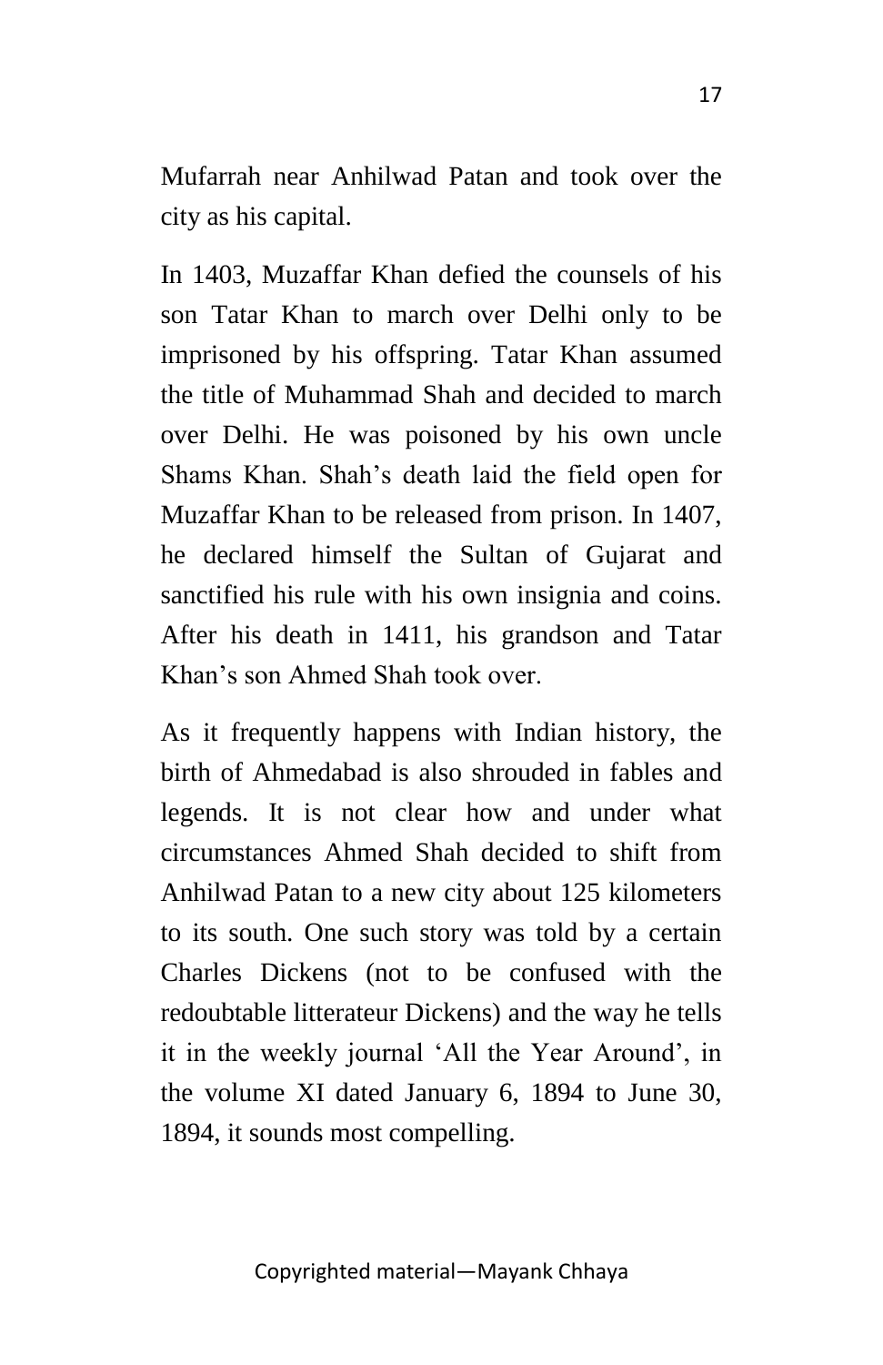Mufarrah near Anhilwad Patan and took over the city as his capital.

In 1403, Muzaffar Khan defied the counsels of his son Tatar Khan to march over Delhi only to be imprisoned by his offspring. Tatar Khan assumed the title of Muhammad Shah and decided to march over Delhi. He was poisoned by his own uncle Shams Khan. Shah's death laid the field open for Muzaffar Khan to be released from prison. In 1407, he declared himself the Sultan of Gujarat and sanctified his rule with his own insignia and coins. After his death in 1411, his grandson and Tatar Khan's son Ahmed Shah took over.

As it frequently happens with Indian history, the birth of Ahmedabad is also shrouded in fables and legends. It is not clear how and under what circumstances Ahmed Shah decided to shift from Anhilwad Patan to a new city about 125 kilometers to its south. One such story was told by a certain Charles Dickens (not to be confused with the redoubtable litterateur Dickens) and the way he tells it in the weekly journal 'All the Year Around', in the volume XI dated January 6, 1894 to June 30, 1894, it sounds most compelling.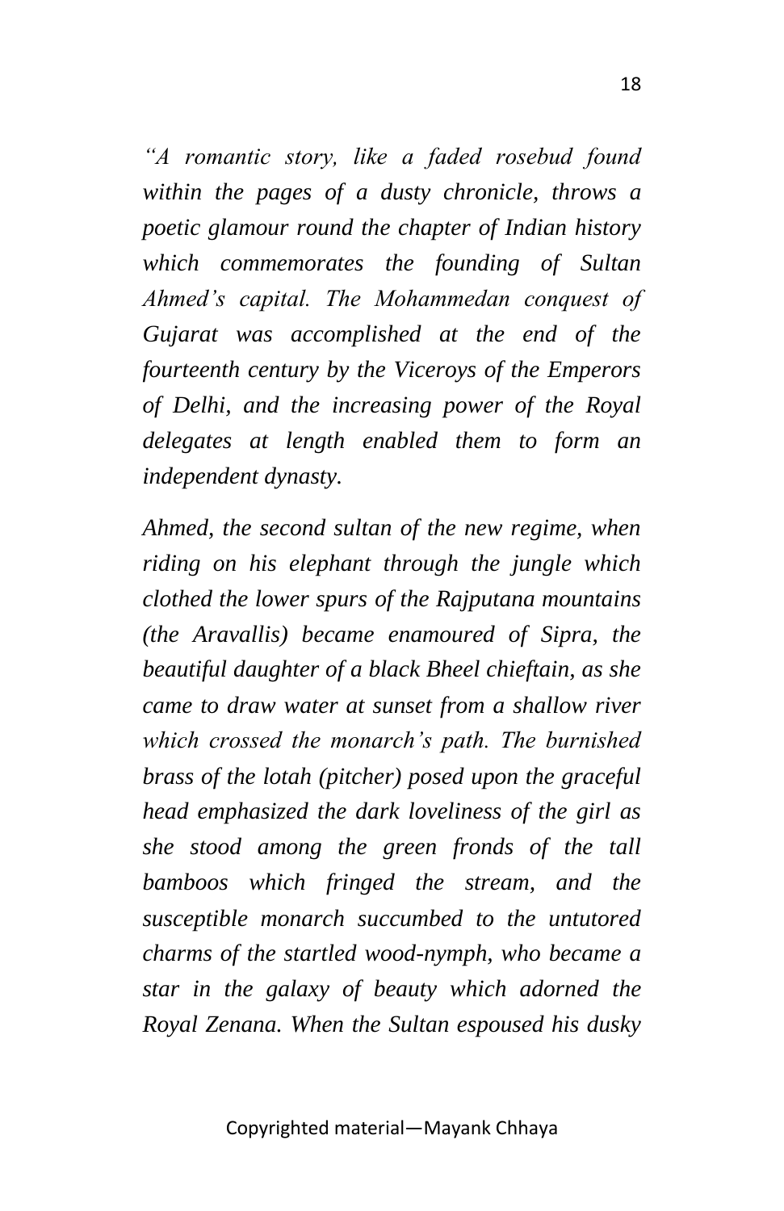*"A romantic story, like a faded rosebud found within the pages of a dusty chronicle, throws a poetic glamour round the chapter of Indian history which commemorates the founding of Sultan Ahmed's capital. The Mohammedan conquest of Gujarat was accomplished at the end of the fourteenth century by the Viceroys of the Emperors of Delhi, and the increasing power of the Royal delegates at length enabled them to form an independent dynasty.*

*Ahmed, the second sultan of the new regime, when riding on his elephant through the jungle which clothed the lower spurs of the Rajputana mountains (the Aravallis) became enamoured of Sipra, the beautiful daughter of a black Bheel chieftain, as she came to draw water at sunset from a shallow river which crossed the monarch's path. The burnished brass of the lotah (pitcher) posed upon the graceful head emphasized the dark loveliness of the girl as she stood among the green fronds of the tall bamboos which fringed the stream, and the susceptible monarch succumbed to the untutored charms of the startled wood-nymph, who became a star in the galaxy of beauty which adorned the Royal Zenana. When the Sultan espoused his dusky*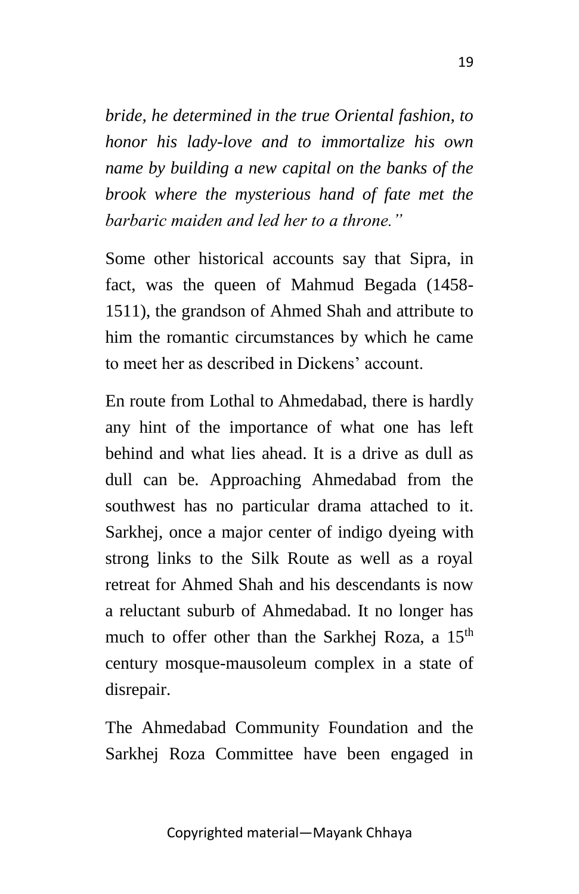*bride, he determined in the true Oriental fashion, to honor his lady-love and to immortalize his own name by building a new capital on the banks of the brook where the mysterious hand of fate met the barbaric maiden and led her to a throne."*

Some other historical accounts say that Sipra, in fact, was the queen of Mahmud Begada (1458-1511), the grandson of Ahmed Shah and attribute to him the romantic circumstances by which he came to meet her as described in Dickens' account.

En route from Lothal to Ahmedabad, there is hardly any hint of the importance of what one has left behind and what lies ahead. It is a drive as dull as dull can be. Approaching Ahmedabad from the southwest has no particular drama attached to it. Sarkhej, once a major center of indigo dyeing with strong links to the Silk Route as well as a royal retreat for Ahmed Shah and his descendants is now a reluctant suburb of Ahmedabad. It no longer has much to offer other than the Sarkhej Roza, a 15th century mosque-mausoleum complex in a state of disrepair.

The Ahmedabad Community Foundation and the Sarkhej Roza Committee have been engaged in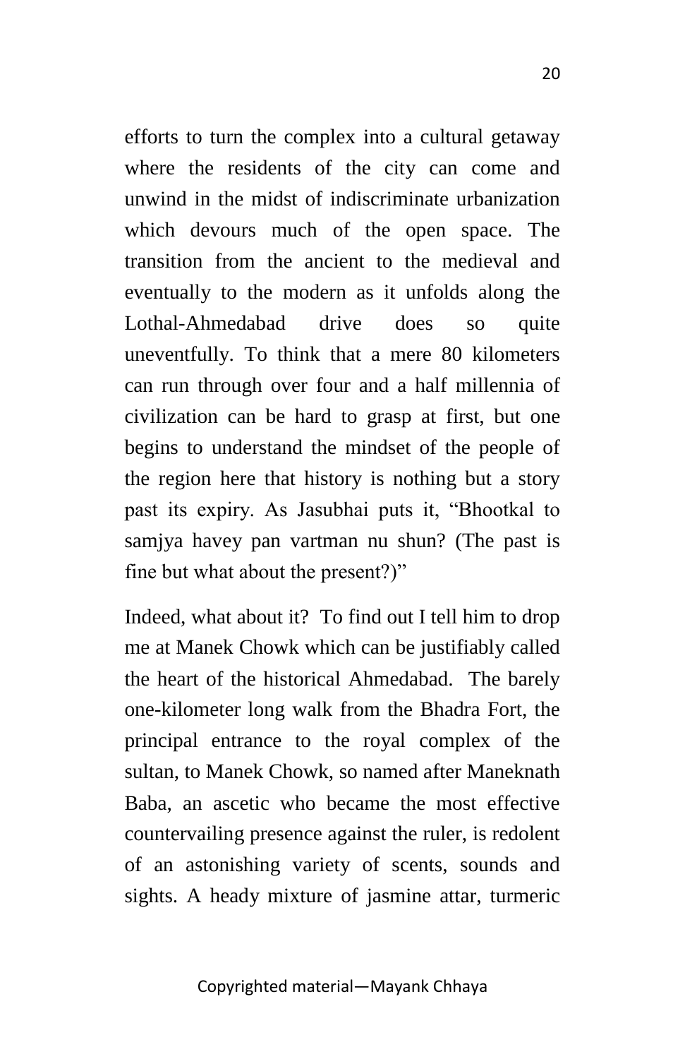efforts to turn the complex into a cultural getaway where the residents of the city can come and unwind in the midst of indiscriminate urbanization which devours much of the open space. The transition from the ancient to the medieval and eventually to the modern as it unfolds along the Lothal-Ahmedabad drive does so quite uneventfully. To think that a mere 80 kilometers can run through over four and a half millennia of civilization can be hard to grasp at first, but one begins to understand the mindset of the people of the region here that history is nothing but a story past its expiry. As Jasubhai puts it, "Bhootkal to samjya havey pan vartman nu shun? (The past is fine but what about the present?)"

Indeed, what about it? To find out I tell him to drop me at Manek Chowk which can be justifiably called the heart of the historical Ahmedabad. The barely one-kilometer long walk from the Bhadra Fort, the principal entrance to the royal complex of the sultan, to Manek Chowk, so named after Maneknath Baba, an ascetic who became the most effective countervailing presence against the ruler, is redolent of an astonishing variety of scents, sounds and sights. A heady mixture of jasmine attar, turmeric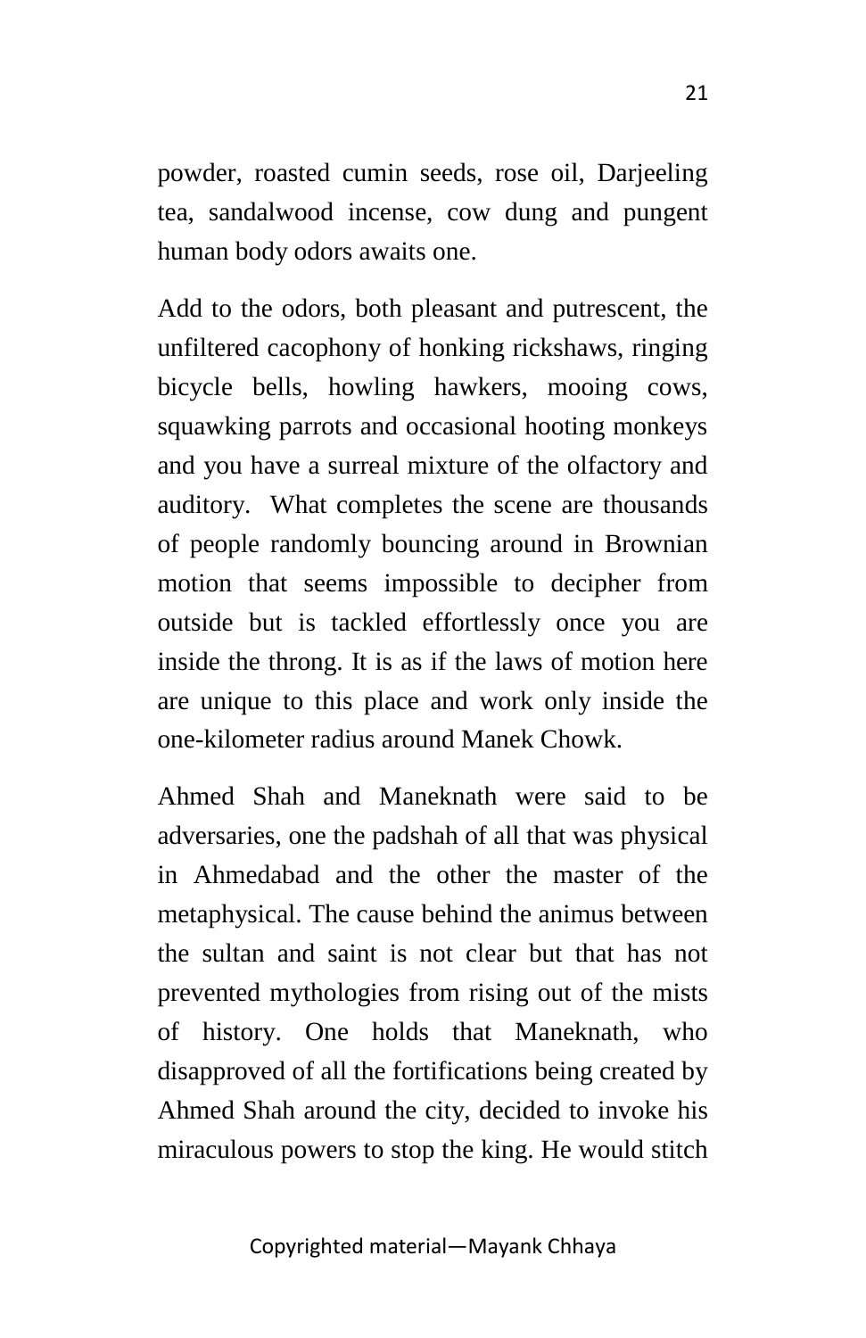powder, roasted cumin seeds, rose oil, Darjeeling tea, sandalwood incense, cow dung and pungent human body odors awaits one.

Add to the odors, both pleasant and putrescent, the unfiltered cacophony of honking rickshaws, ringing bicycle bells, howling hawkers, mooing cows, squawking parrots and occasional hooting monkeys and you have a surreal mixture of the olfactory and auditory. What completes the scene are thousands of people randomly bouncing around in Brownian motion that seems impossible to decipher from outside but is tackled effortlessly once you are inside the throng. It is as if the laws of motion here are unique to this place and work only inside the one-kilometer radius around Manek Chowk.

Ahmed Shah and Maneknath were said to be adversaries, one the padshah of all that was physical in Ahmedabad and the other the master of the metaphysical. The cause behind the animus between the sultan and saint is not clear but that has not prevented mythologies from rising out of the mists of history. One holds that Maneknath, who disapproved of all the fortifications being created by Ahmed Shah around the city, decided to invoke his miraculous powers to stop the king. He would stitch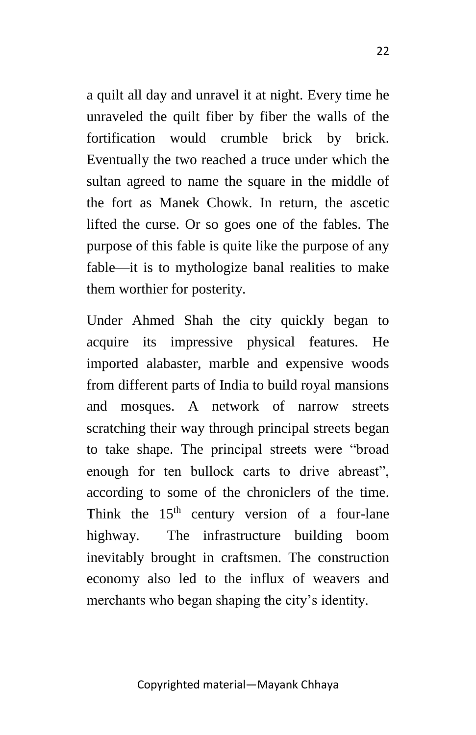a quilt all day and unravel it at night. Every time he unraveled the quilt fiber by fiber the walls of the fortification would crumble brick by brick. Eventually the two reached a truce under which the sultan agreed to name the square in the middle of the fort as Manek Chowk. In return, the ascetic lifted the curse. Or so goes one of the fables. The purpose of this fable is quite like the purpose of any fable—it is to mythologize banal realities to make them worthier for posterity.

Under Ahmed Shah the city quickly began to acquire its impressive physical features. He imported alabaster, marble and expensive woods from different parts of India to build royal mansions and mosques. A network of narrow streets scratching their way through principal streets began to take shape. The principal streets were "broad enough for ten bullock carts to drive abreast", according to some of the chroniclers of the time. Think the 15th century version of a four-lane highway. The infrastructure building boom inevitably brought in craftsmen. The construction economy also led to the influx of weavers and merchants who began shaping the city's identity.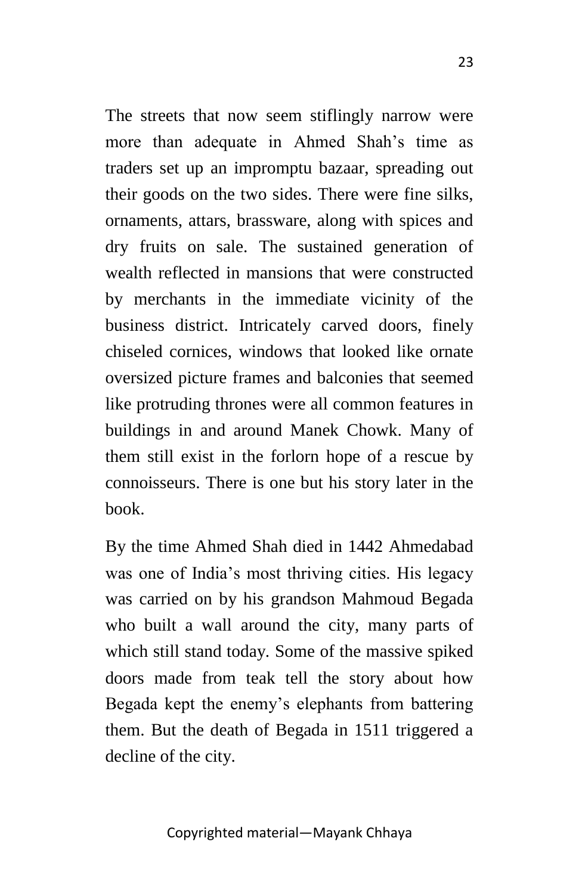The streets that now seem stiflingly narrow were more than adequate in Ahmed Shah's time as traders set up an impromptu bazaar, spreading out their goods on the two sides. There were fine silks, ornaments, attars, brassware, along with spices and dry fruits on sale. The sustained generation of wealth reflected in mansions that were constructed by merchants in the immediate vicinity of the business district. Intricately carved doors, finely chiseled cornices, windows that looked like ornate oversized picture frames and balconies that seemed like protruding thrones were all common features in buildings in and around Manek Chowk. Many of them still exist in the forlorn hope of a rescue by connoisseurs. There is one but his story later in the book.

By the time Ahmed Shah died in 1442 Ahmedabad was one of India's most thriving cities. His legacy was carried on by his grandson Mahmoud Begada who built a wall around the city, many parts of which still stand today. Some of the massive spiked doors made from teak tell the story about how Begada kept the enemy's elephants from battering them. But the death of Begada in 1511 triggered a decline of the city.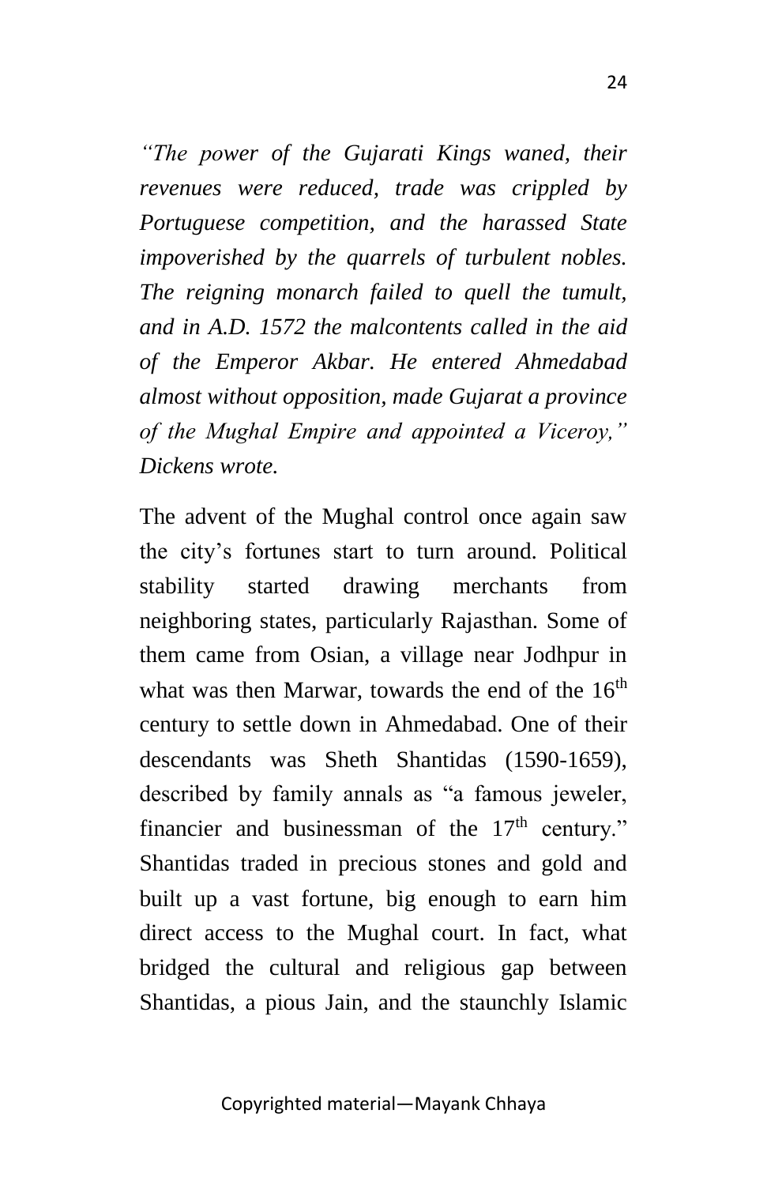*"The power of the Gujarati Kings waned, their revenues were reduced, trade was crippled by Portuguese competition, and the harassed State impoverished by the quarrels of turbulent nobles. The reigning monarch failed to quell the tumult, and in A.D. 1572 the malcontents called in the aid of the Emperor Akbar. He entered Ahmedabad almost without opposition, made Gujarat a province of the Mughal Empire and appointed a Viceroy," Dickens wrote.*

The advent of the Mughal control once again saw the city's fortunes start to turn around. Political stability started drawing merchants from neighboring states, particularly Rajasthan. Some of them came from Osian, a village near Jodhpur in what was then Marwar, towards the end of the 16th century to settle down in Ahmedabad. One of their descendants was Sheth Shantidas (1590-1659), described by family annals as "a famous jeweler, financier and businessman of the 17th century." Shantidas traded in precious stones and gold and built up a vast fortune, big enough to earn him direct access to the Mughal court. In fact, what bridged the cultural and religious gap between Shantidas, a pious Jain, and the staunchly Islamic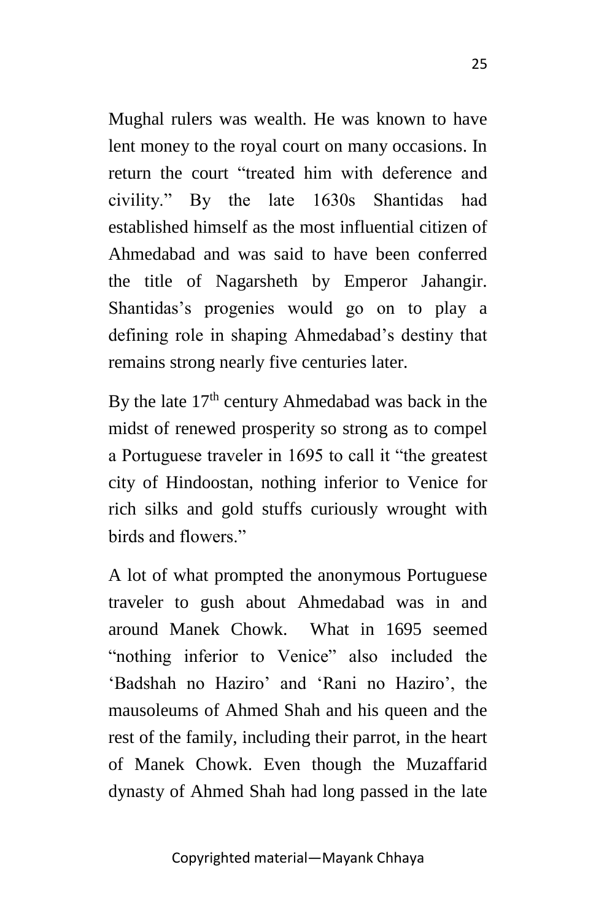Mughal rulers was wealth. He was known to have lent money to the royal court on many occasions. In return the court "treated him with deference and civility." By the late 1630s Shantidas had established himself as the most influential citizen of Ahmedabad and was said to have been conferred the title of Nagarsheth by Emperor Jahangir. Shantidas's progenies would go on to play a defining role in shaping Ahmedabad's destiny that remains strong nearly five centuries later.

By the late 17th century Ahmedabad was back in the midst of renewed prosperity so strong as to compel a Portuguese traveler in 1695 to call it "the greatest city of Hindoostan, nothing inferior to Venice for rich silks and gold stuffs curiously wrought with birds and flowers."

A lot of what prompted the anonymous Portuguese traveler to gush about Ahmedabad was in and around Manek Chowk. What in 1695 seemed "nothing inferior to Venice" also included the 'Badshah no Haziro' and 'Rani no Haziro', the mausoleums of Ahmed Shah and his queen and the rest of the family, including their parrot, in the heart of Manek Chowk. Even though the Muzaffarid dynasty of Ahmed Shah had long passed in the late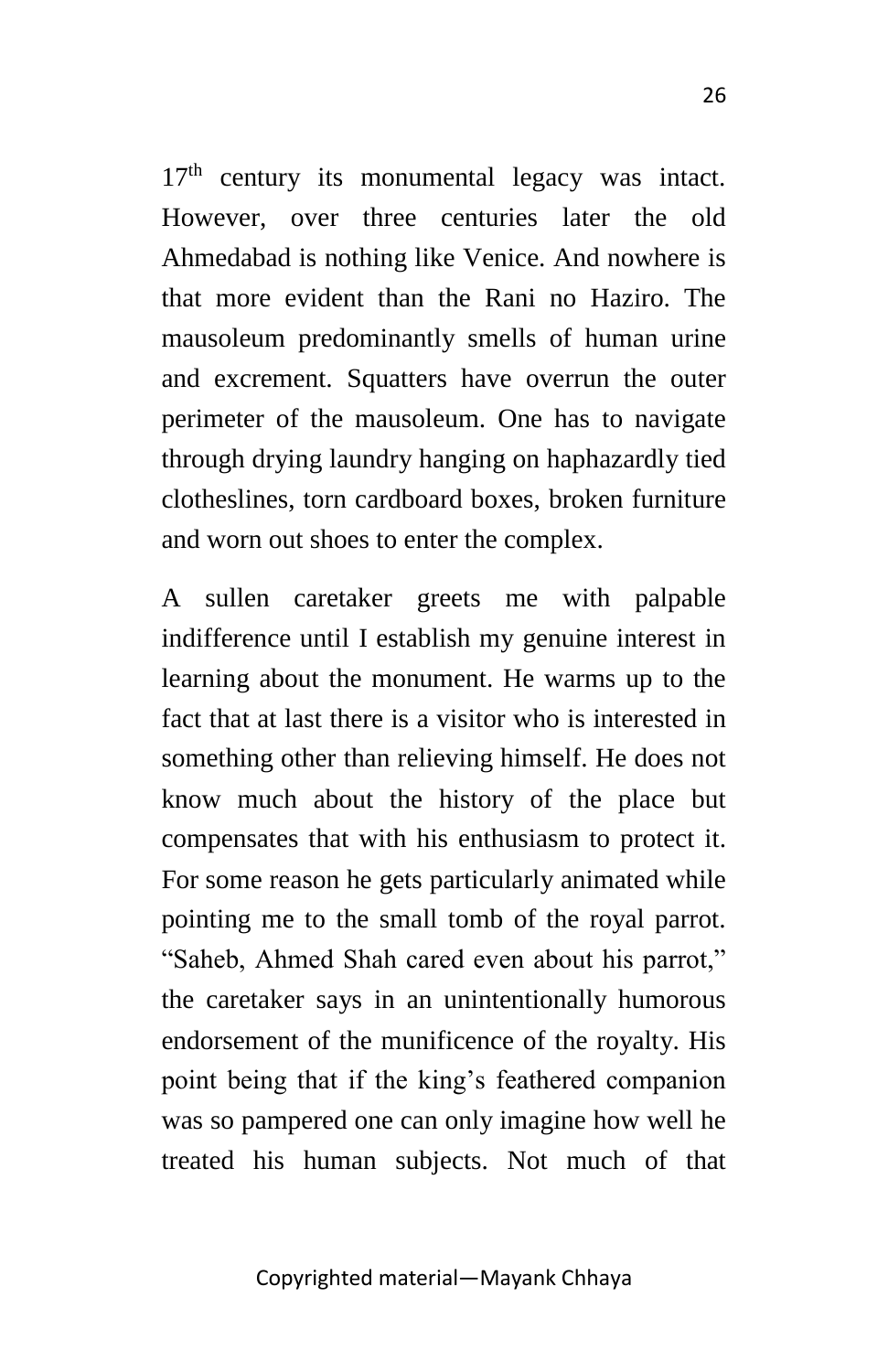17th century its monumental legacy was intact. However, over three centuries later the old Ahmedabad is nothing like Venice. And nowhere is that more evident than the Rani no Haziro. The mausoleum predominantly smells of human urine and excrement. Squatters have overrun the outer perimeter of the mausoleum. One has to navigate through drying laundry hanging on haphazardly tied clotheslines, torn cardboard boxes, broken furniture and worn out shoes to enter the complex.

A sullen caretaker greets me with palpable indifference until I establish my genuine interest in learning about the monument. He warms up to the fact that at last there is a visitor who is interested in something other than relieving himself. He does not know much about the history of the place but compensates that with his enthusiasm to protect it. For some reason he gets particularly animated while pointing me to the small tomb of the royal parrot. "Saheb, Ahmed Shah cared even about his parrot," the caretaker says in an unintentionally humorous endorsement of the munificence of the royalty. His point being that if the king's feathered companion was so pampered one can only imagine how well he treated his human subjects. Not much of that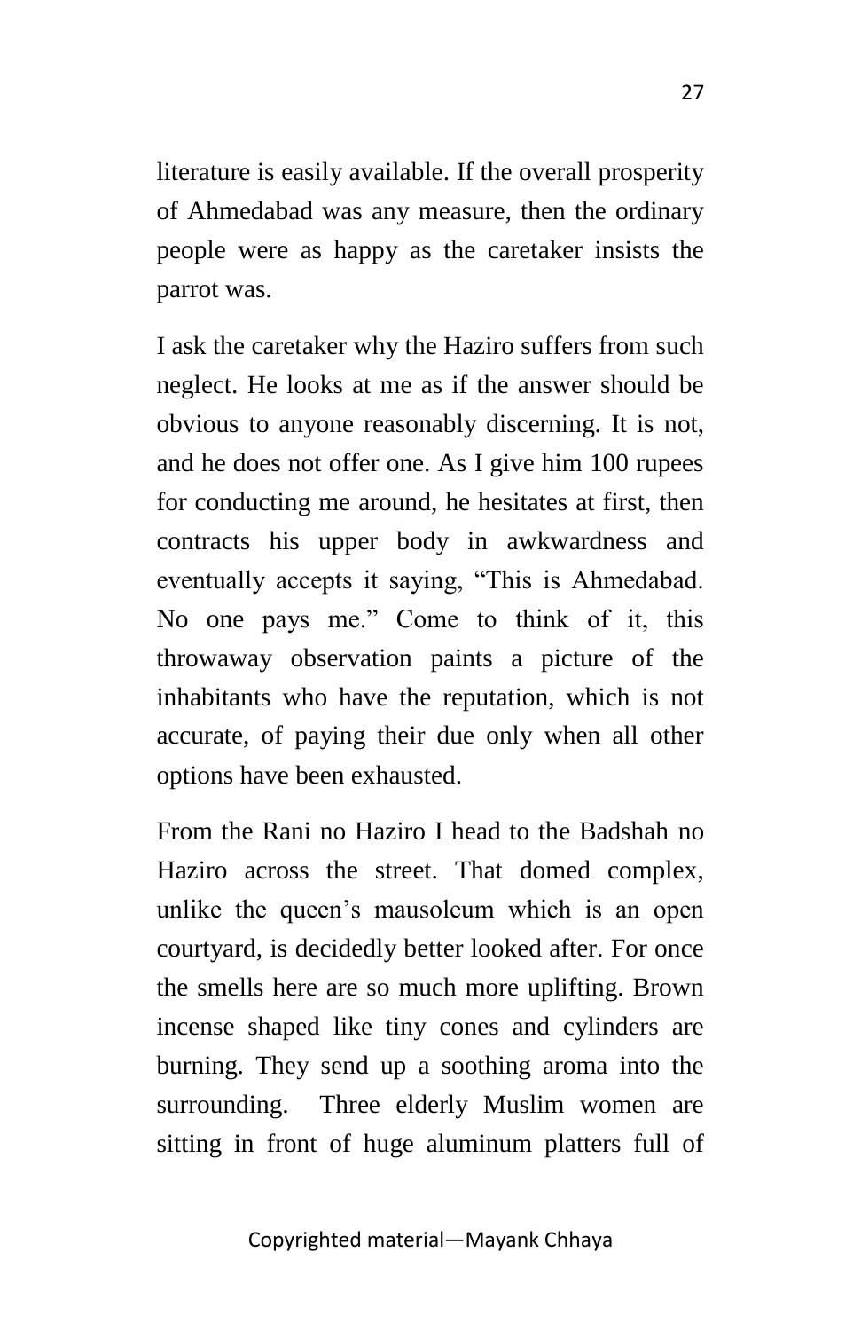literature is easily available. If the overall prosperity of Ahmedabad was any measure, then the ordinary people were as happy as the caretaker insists the parrot was.

I ask the caretaker why the Haziro suffers from such neglect. He looks at me as if the answer should be obvious to anyone reasonably discerning. It is not, and he does not offer one. As I give him 100 rupees for conducting me around, he hesitates at first, then contracts his upper body in awkwardness and eventually accepts it saying, “This is Ahmedabad. No one pays me.” Come to think of it, this throwaway observation paints a picture of the inhabitants who have the reputation, which is not accurate, of paying their due only when all other options have been exhausted.

From the Rani no Haziro I head to the Badshah no Haziro across the street. That domed complex, unlike the queen’s mausoleum which is an open courtyard, is decidedly better looked after. For once the smells here are so much more uplifting. Brown incense shaped like tiny cones and cylinders are burning. They send up a soothing aroma into the surrounding. Three elderly Muslim women are sitting in front of huge aluminum platters full of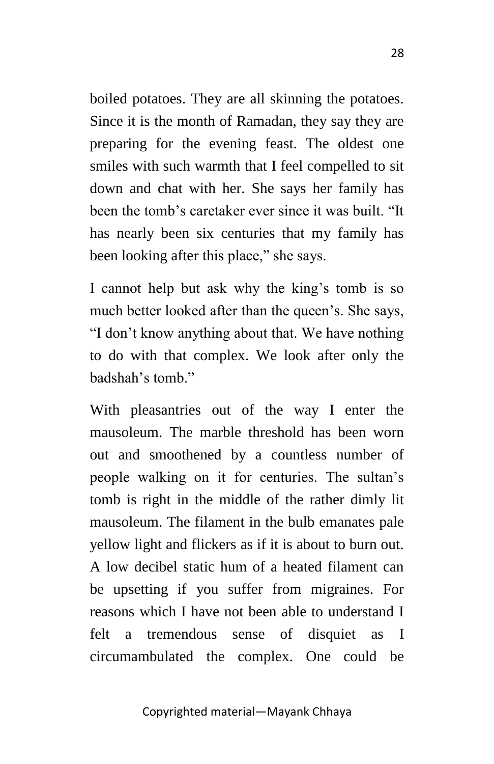boiled potatoes. They are all skinning the potatoes. Since it is the month of Ramadan, they say they are preparing for the evening feast. The oldest one smiles with such warmth that I feel compelled to sit down and chat with her. She says her family has been the tomb's caretaker ever since it was built. "It has nearly been six centuries that my family has been looking after this place," she says.

I cannot help but ask why the king's tomb is so much better looked after than the queen's. She says, "I don't know anything about that. We have nothing to do with that complex. We look after only the badshah's tomb."

With pleasantries out of the way I enter the mausoleum. The marble threshold has been worn out and smoothened by a countless number of people walking on it for centuries. The sultan's tomb is right in the middle of the rather dimly lit mausoleum. The filament in the bulb emanates pale yellow light and flickers as if it is about to burn out. A low decibel static hum of a heated filament can be upsetting if you suffer from migraines. For reasons which I have not been able to understand I felt a tremendous sense of disquiet as I circumambulated the complex. One could be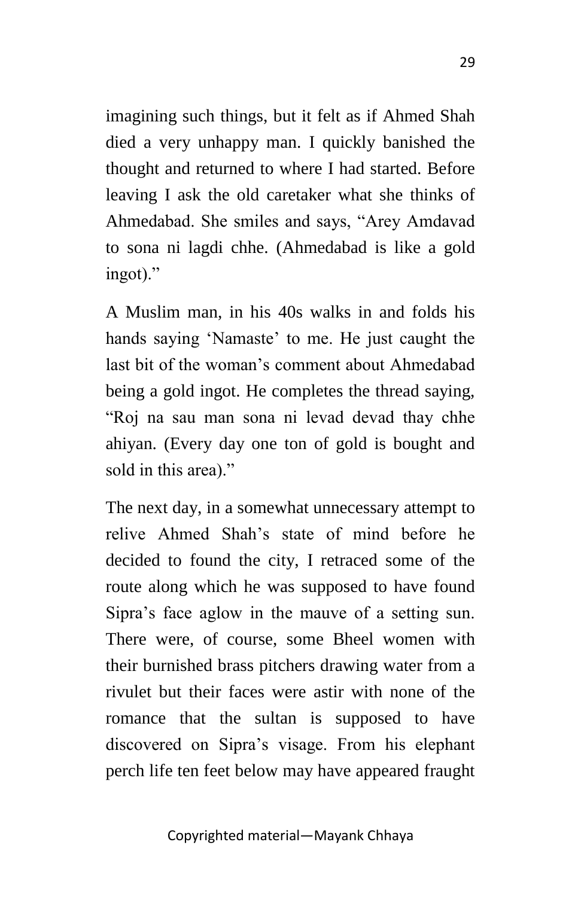imagining such things, but it felt as if Ahmed Shah died a very unhappy man. I quickly banished the thought and returned to where I had started. Before leaving I ask the old caretaker what she thinks of Ahmedabad. She smiles and says, "Arey Amdavad to sona ni lagdi chhe. (Ahmedabad is like a gold ingot)."

A Muslim man, in his 40s walks in and folds his hands saying 'Namaste' to me. He just caught the last bit of the woman's comment about Ahmedabad being a gold ingot. He completes the thread saying, "Roj na sau man sona ni levad devad thay chhe ahiyan. (Every day one ton of gold is bought and sold in this area)."

The next day, in a somewhat unnecessary attempt to relive Ahmed Shah's state of mind before he decided to found the city, I retraced some of the route along which he was supposed to have found Sipra's face aglow in the mauve of a setting sun. There were, of course, some Bheel women with their burnished brass pitchers drawing water from a rivulet but their faces were astir with none of the romance that the sultan is supposed to have discovered on Sipra's visage. From his elephant perch life ten feet below may have appeared fraught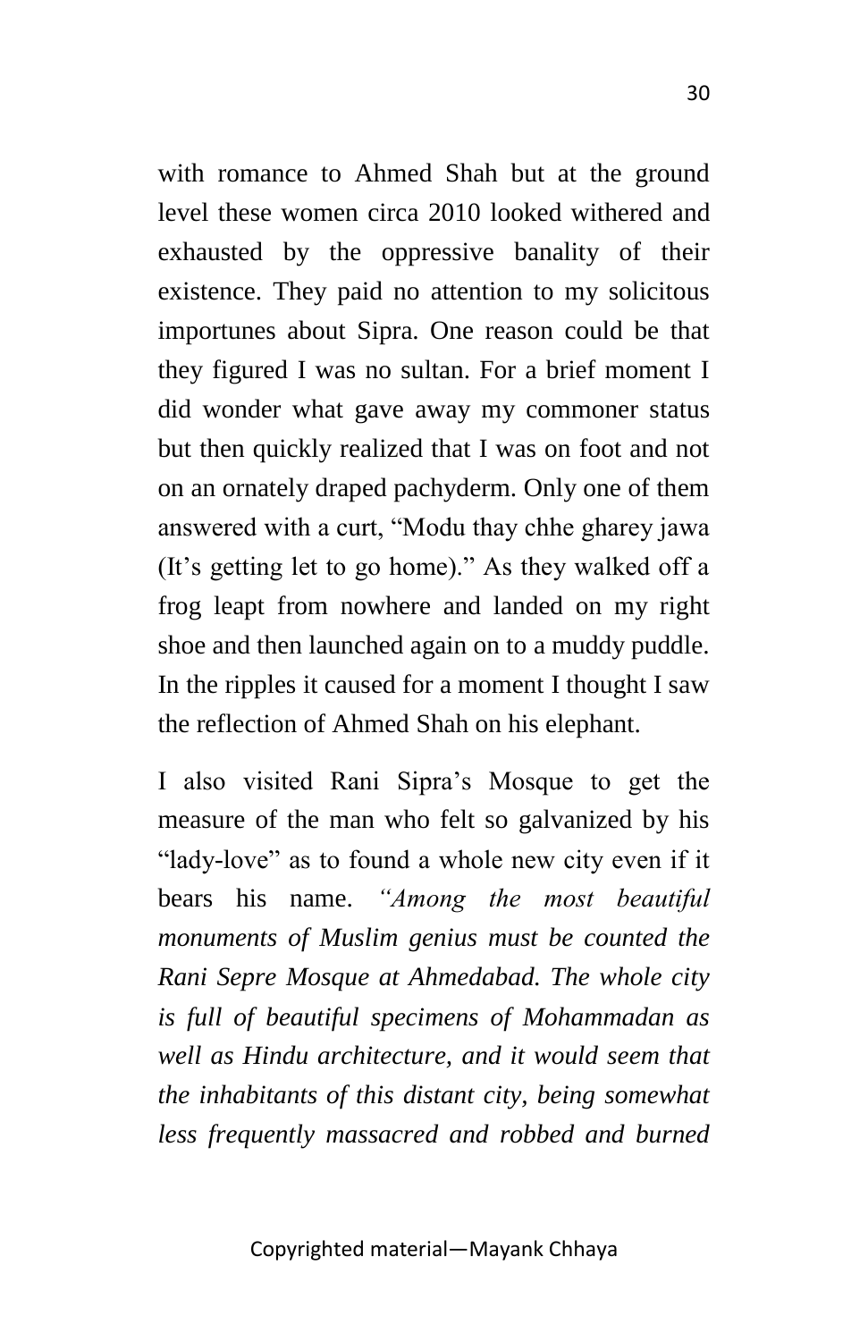with romance to Ahmed Shah but at the ground level these women circa 2010 looked withered and exhausted by the oppressive banality of their existence. They paid no attention to my solicitous importunes about Sipra. One reason could be that they figured I was no sultan. For a brief moment I did wonder what gave away my commoner status but then quickly realized that I was on foot and not on an ornately draped pachyderm. Only one of them answered with a curt, "Modu thay chhe gharey jawa (It's getting let to go home)." As they walked off a frog leapt from nowhere and landed on my right shoe and then launched again on to a muddy puddle. In the ripples it caused for a moment I thought I saw the reflection of Ahmed Shah on his elephant.

I also visited Rani Sipra's Mosque to get the measure of the man who felt so galvanized by his "lady-love" as to found a whole new city even if it bears his name. *"Among the most beautiful monuments of Muslim genius must be counted the Rani Sepre Mosque at Ahmedabad. The whole city is full of beautiful specimens of Mohammadan as well as Hindu architecture, and it would seem that the inhabitants of this distant city, being somewhat less frequently massacred and robbed and burned*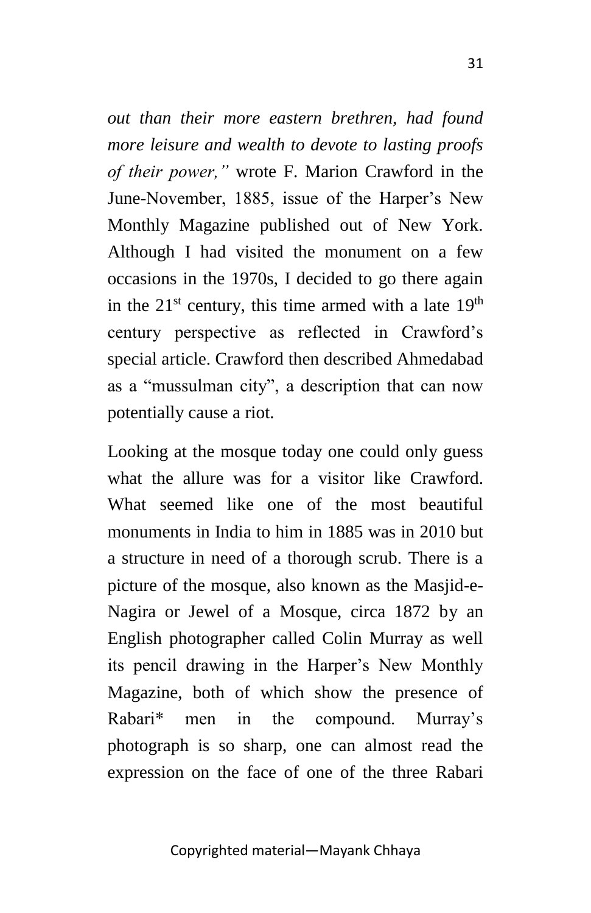*out than their more eastern brethren, had found more leisure and wealth to devote to lasting proofs of their power,"* wrote F. Marion Crawford in the June-November, 1885, issue of the Harper's New Monthly Magazine published out of New York. Although I had visited the monument on a few occasions in the 1970s, I decided to go there again in the 21st century, this time armed with a late 19th century perspective as reflected in Crawford's special article. Crawford then described Ahmedabad as a "mussulman city", a description that can now potentially cause a riot.

Looking at the mosque today one could only guess what the allure was for a visitor like Crawford. What seemed like one of the most beautiful monuments in India to him in 1885 was in 2010 but a structure in need of a thorough scrub. There is a picture of the mosque, also known as the Masjid-e-Nagira or Jewel of a Mosque, circa 1872 by an English photographer called Colin Murray as well its pencil drawing in the Harper's New Monthly Magazine, both of which show the presence of Rabari* men in the compound. Murray's photograph is so sharp, one can almost read the expression on the face of one of the three Rabari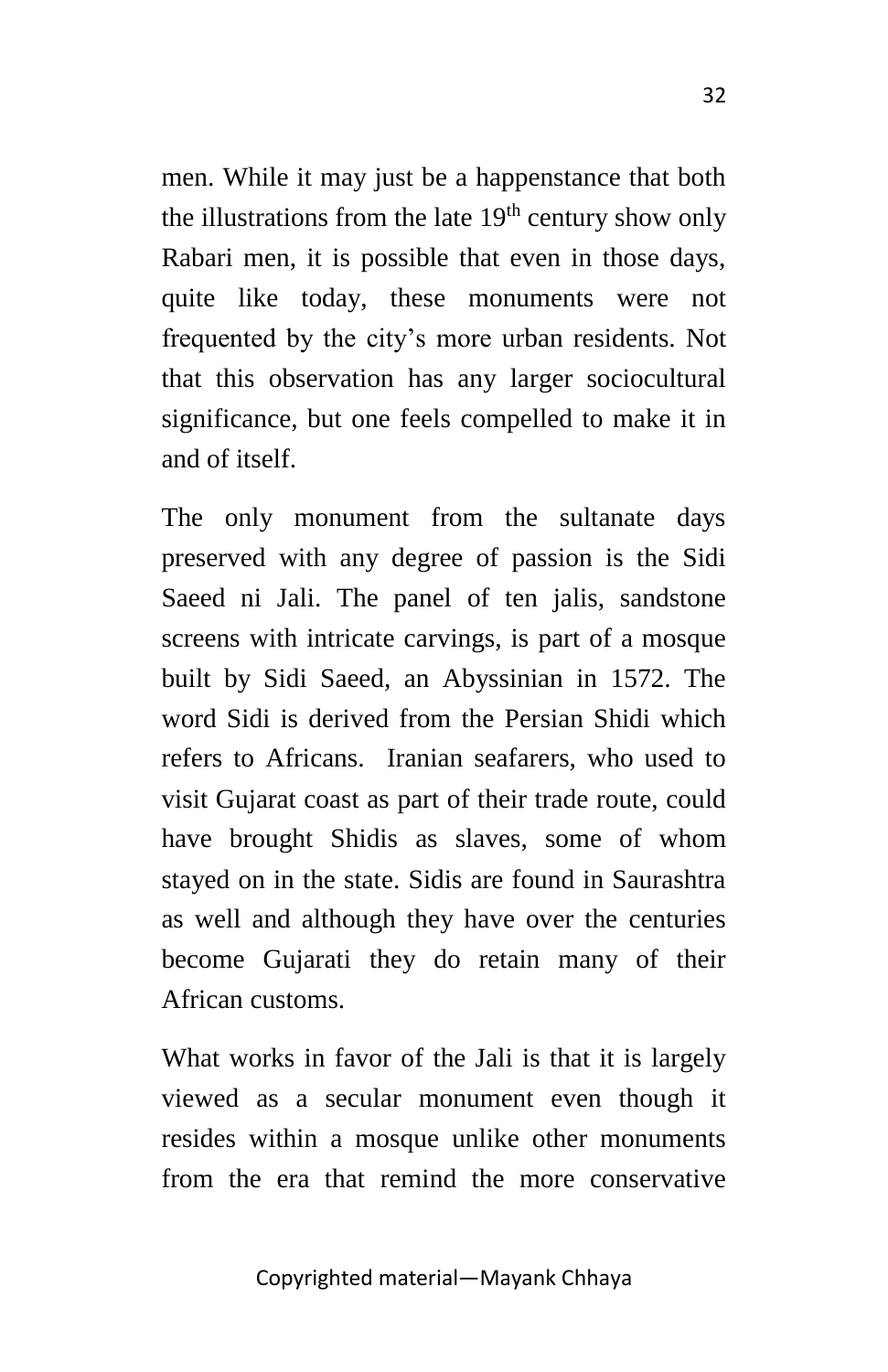men. While it may just be a happenstance that both the illustrations from the late 19th century show only Rabari men, it is possible that even in those days, quite like today, these monuments were not frequented by the city's more urban residents. Not that this observation has any larger sociocultural significance, but one feels compelled to make it in and of itself.

The only monument from the sultanate days preserved with any degree of passion is the Sidi Saeed ni Jali. The panel of ten jalis, sandstone screens with intricate carvings, is part of a mosque built by Sidi Saeed, an Abyssinian in 1572. The word Sidi is derived from the Persian Shidi which refers to Africans. Iranian seafarers, who used to visit Gujarat coast as part of their trade route, could have brought Shidis as slaves, some of whom stayed on in the state. Sidis are found in Saurashtra as well and although they have over the centuries become Gujarati they do retain many of their African customs.

What works in favor of the Jali is that it is largely viewed as a secular monument even though it resides within a mosque unlike other monuments from the era that remind the more conservative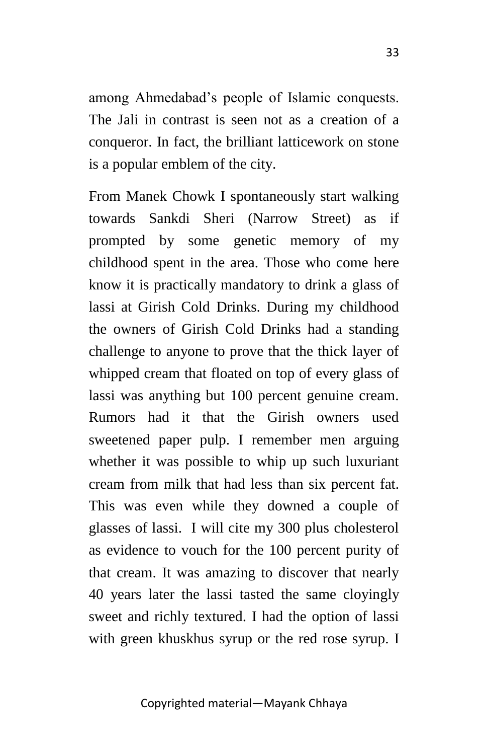among Ahmedabad's people of Islamic conquests. The Jali in contrast is seen not as a creation of a conqueror. In fact, the brilliant latticework on stone is a popular emblem of the city.

From Manek Chowk I spontaneously start walking towards Sankdi Sheri (Narrow Street) as if prompted by some genetic memory of my childhood spent in the area. Those who come here know it is practically mandatory to drink a glass of lassi at Girish Cold Drinks. During my childhood the owners of Girish Cold Drinks had a standing challenge to anyone to prove that the thick layer of whipped cream that floated on top of every glass of lassi was anything but 100 percent genuine cream. Rumors had it that the Girish owners used sweetened paper pulp. I remember men arguing whether it was possible to whip up such luxuriant cream from milk that had less than six percent fat. This was even while they downed a couple of glasses of lassi. I will cite my 300 plus cholesterol as evidence to vouch for the 100 percent purity of that cream. It was amazing to discover that nearly 40 years later the lassi tasted the same cloyingly sweet and richly textured. I had the option of lassi with green khuskhus syrup or the red rose syrup. I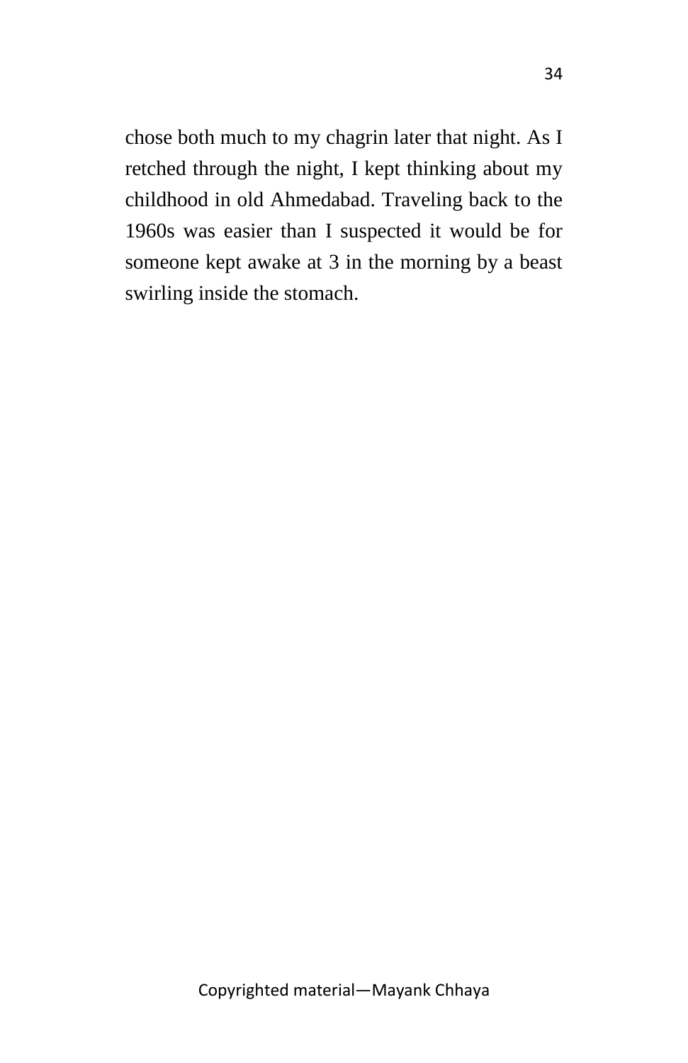chose both much to my chagrin later that night. As I retched through the night, I kept thinking about my childhood in old Ahmedabad. Traveling back to the 1960s was easier than I suspected it would be for someone kept awake at 3 in the morning by a beast swirling inside the stomach.